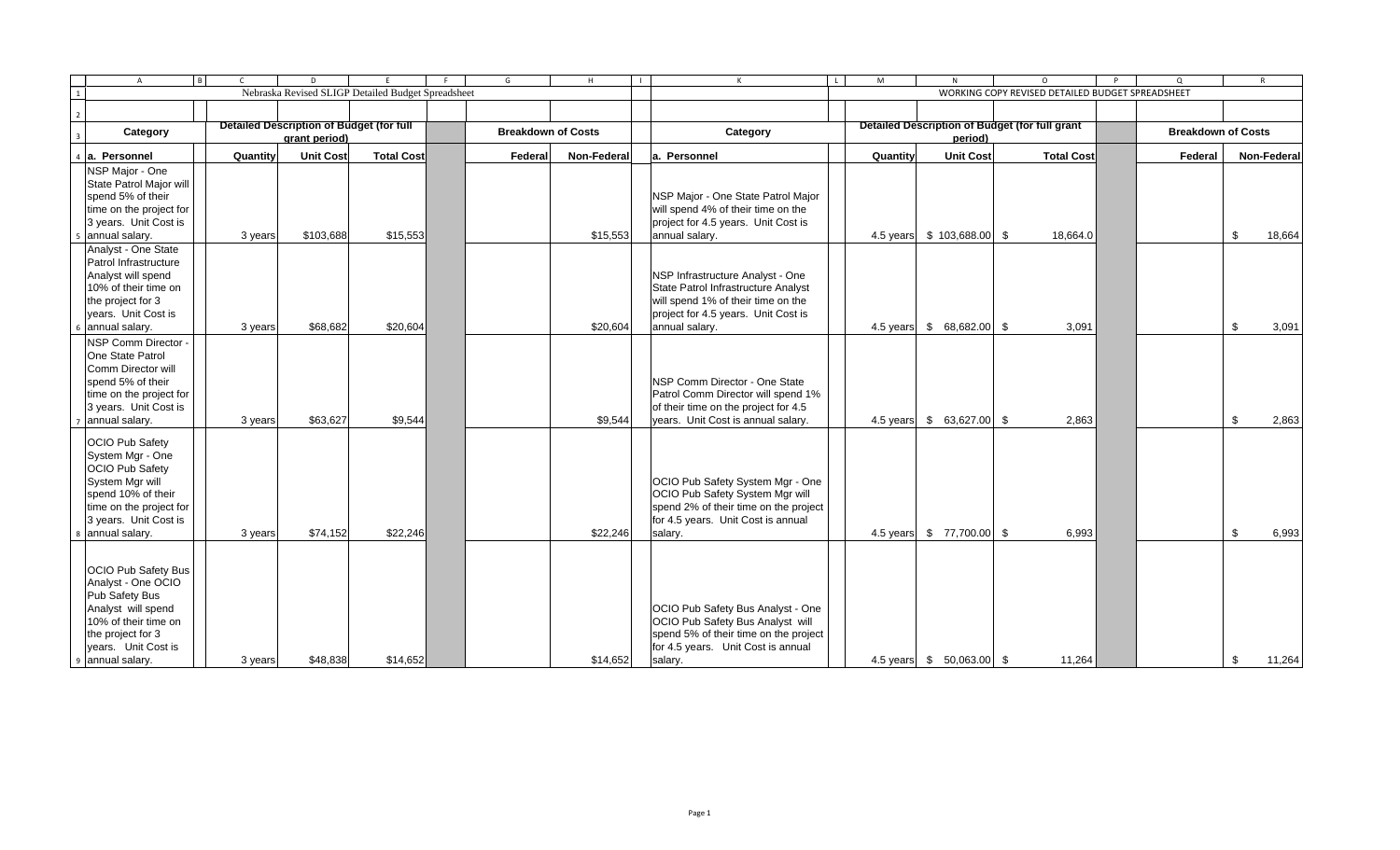| Category | Quantity | Unit Cost | Total Cost | Federal | Non-Federal | Category | Quantity | Unit Cost | Total Cost | Federal | Non-Federal |
|---|---|---|---|---|---|---|---|---|---|---|---|
| | Nebraska Revised SLIGP Detailed Budget Spreadsheet | | | | | | WORKING COPY REVISED DETAILED BUDGET SPREADSHEET | | | | |
| Category | Detailed Description of Budget (for full grant period) | | | Breakdown of Costs | | Category | Detailed Description of Budget (for full grant period) | | | Breakdown of Costs | |
| a. Personnel | Quantity | Unit Cost | Total Cost | Federal | Non-Federal | a. Personnel | Quantity | Unit Cost | Total Cost | Federal | Non-Federal |
| NSP Major - One State Patrol Major will spend 5% of their time on the project for 3 years. Unit Cost is annual salary. | 3 years | $103,688 | $15,553 | | $15,553 | NSP Major - One State Patrol Major will spend 4% of their time on the project for 4.5 years. Unit Cost is annual salary. | 4.5 years | $ 103,688.00 | $ 18,664.0 | | $ 18,664 |
| Analyst - One State Patrol Infrastructure Analyst will spend 10% of their time on the project for 3 years. Unit Cost is annual salary. | 3 years | $68,682 | $20,604 | | $20,604 | NSP Infrastructure Analyst - One State Patrol Infrastructure Analyst will spend 1% of their time on the project for 4.5 years. Unit Cost is annual salary. | 4.5 years | $ 68,682.00 | $ 3,091 | | $ 3,091 |
| NSP Comm Director - One State Patrol Comm Director will spend 5% of their time on the project for 3 years. Unit Cost is annual salary. | 3 years | $63,627 | $9,544 | | $9,544 | NSP Comm Director - One State Patrol Comm Director will spend 1% of their time on the project for 4.5 years. Unit Cost is annual salary. | 4.5 years | $ 63,627.00 | $ 2,863 | | $ 2,863 |
| OCIO Pub Safety System Mgr - One OCIO Pub Safety System Mgr will spend 10% of their time on the project for 3 years. Unit Cost is annual salary. | 3 years | $74,152 | $22,246 | | $22,246 | OCIO Pub Safety System Mgr - One OCIO Pub Safety System Mgr will spend 2% of their time on the project for 4.5 years. Unit Cost is annual salary. | 4.5 years | $ 77,700.00 | $ 6,993 | | $ 6,993 |
| OCIO Pub Safety Bus Analyst - One OCIO Pub Safety Bus Analyst will spend 10% of their time on the project for 3 years. Unit Cost is annual salary. | 3 years | $48,838 | $14,652 | | $14,652 | OCIO Pub Safety Bus Analyst - One OCIO Pub Safety Bus Analyst will spend 5% of their time on the project for 4.5 years. Unit Cost is annual salary. | 4.5 years | $ 50,063.00 | $ 11,264 | | $ 11,264 |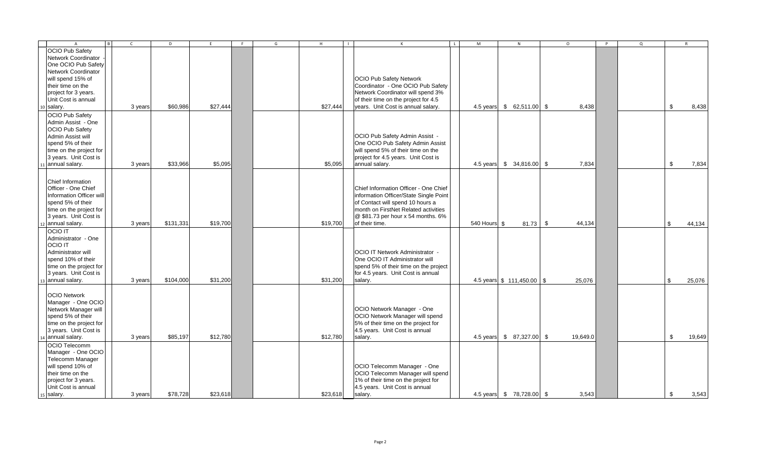| | A | B | C | D | E | F | G | H | I | K | L | M | N | O | P | Q | R |
|---|---|---|---|---|---|---|---|---|---|---|---|---|---|---|---|---|---|
| 10 | OCIO Pub Safety Network Coordinator - One OCIO Pub Safety Network Coordinator will spend 15% of their time on the project for 3 years. Unit Cost is annual salary. | | 3 years | $60,986 | $27,444 | | | $27,444 | | OCIO Pub Safety Network Coordinator - One OCIO Pub Safety Network Coordinator will spend 3% of their time on the project for 4.5 years. Unit Cost is annual salary. | | 4.5 years | $ 62,511.00 | $ 8,438 | | | $ 8,438 |
| 11 | OCIO Pub Safety Admin Assist - One OCIO Pub Safety Admin Assist will spend 5% of their time on the project for 3 years. Unit Cost is annual salary. | | 3 years | $33,966 | $5,095 | | | $5,095 | | OCIO Pub Safety Admin Assist - One OCIO Pub Safety Admin Assist will spend 5% of their time on the project for 4.5 years. Unit Cost is annual salary. | | 4.5 years | $ 34,816.00 | $ 7,834 | | | $ 7,834 |
| 12 | Chief Information Officer - One Chief Information Officer will spend 5% of their time on the project for 3 years. Unit Cost is annual salary. | | 3 years | $131,331 | $19,700 | | | $19,700 | | Chief Information Officer - One Chief information Officer/State Single Point of Contact will spend 10 hours a month on FirstNet Related activities @ $81.73 per hour x 54 months. 6% of their time. | | 540 Hours | $ 81.73 | $ 44,134 | | | $ 44,134 |
| 13 | OCIO IT Administrator - One OCIO IT Administrator will spend 10% of their time on the project for 3 years. Unit Cost is annual salary. | | 3 years | $104,000 | $31,200 | | | $31,200 | | OCIO IT Network Administrator - One OCIO IT Administrator will spend 5% of their time on the project for 4.5 years. Unit Cost is annual salary. | | 4.5 years | $ 111,450.00 | $ 25,076 | | | $ 25,076 |
| 14 | OCIO Network Manager - One OCIO Network Manager will spend 5% of their time on the project for 3 years. Unit Cost is annual salary. | | 3 years | $85,197 | $12,780 | | | $12,780 | | OCIO Network Manager - One OCIO Network Manager will spend 5% of their time on the project for 4.5 years. Unit Cost is annual salary. | | 4.5 years | $ 87,327.00 | $ 19,649.0 | | | $ 19,649 |
| 15 | OCIO Telecomm Manager - One OCIO Telecomm Manager will spend 10% of their time on the project for 3 years. Unit Cost is annual salary. | | 3 years | $78,728 | $23,618 | | | $23,618 | | OCIO Telecomm Manager - One OCIO Telecomm Manager will spend 1% of their time on the project for 4.5 years. Unit Cost is annual salary. | | 4.5 years | $ 78,728.00 | $ 3,543 | | | $ 3,543 |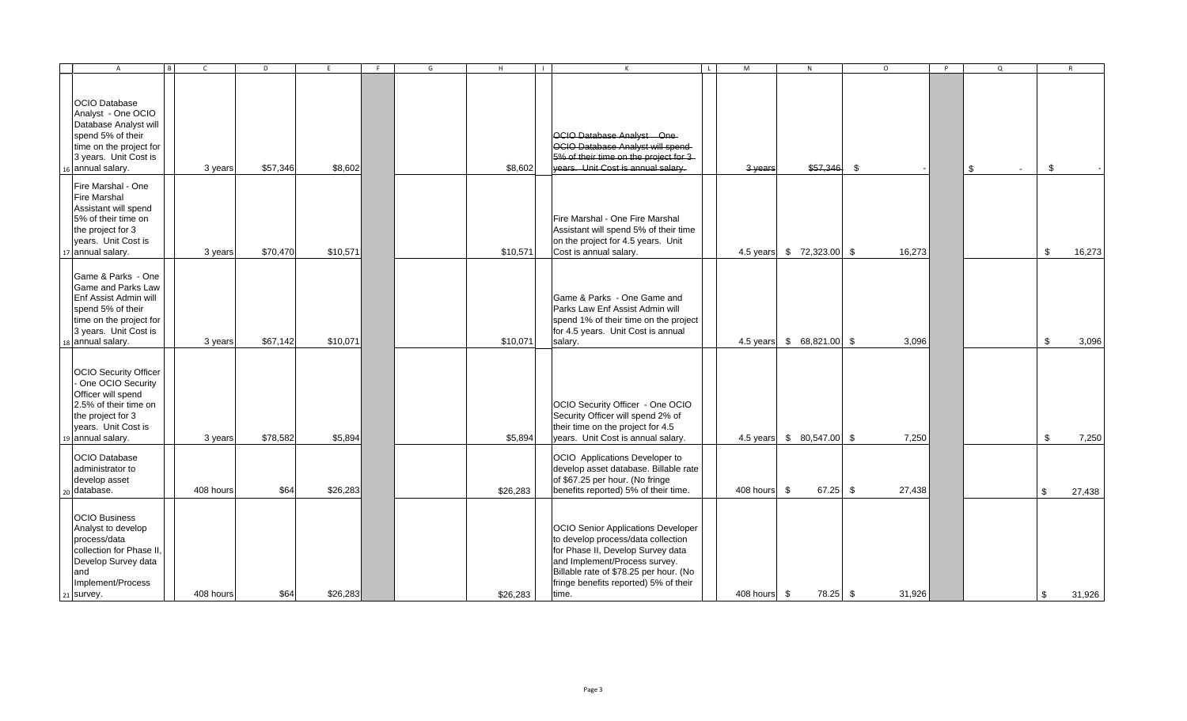| | A | B | C | D | E | F | G | H | I | K | L | M | N | O | P | Q | R |
|---|---|---|---|---|---|---|---|---|---|---|---|---|---|---|---|---|---|
| 16 | OCIO Database Analyst - One OCIO Database Analyst will spend 5% of their time on the project for 3 years. Unit Cost is annual salary. | | 3 years | $57,346 | $8,602 | | | $8,602 | | ~~OCIO Database Analyst - One OCIO Database Analyst will spend 5% of their time on the project for 3 years. Unit Cost is annual salary.~~ | | ~~3 years~~ | ~~$57,346~~ | $ - | | $ - | $ - |
| 17 | Fire Marshal - One Fire Marshal Assistant will spend 5% of their time on the project for 3 years. Unit Cost is annual salary. | | 3 years | $70,470 | $10,571 | | | $10,571 | | Fire Marshal - One Fire Marshal Assistant will spend 5% of their time on the project for 4.5 years. Unit Cost is annual salary. | | 4.5 years | $ 72,323.00 | $ 16,273 | | | $ 16,273 |
| 18 | Game & Parks - One Game and Parks Law Enf Assist Admin will spend 5% of their time on the project for 3 years. Unit Cost is annual salary. | | 3 years | $67,142 | $10,071 | | | $10,071 | | Game & Parks - One Game and Parks Law Enf Assist Admin will spend 1% of their time on the project for 4.5 years. Unit Cost is annual salary. | | 4.5 years | $ 68,821.00 | $ 3,096 | | | $ 3,096 |
| 19 | OCIO Security Officer - One OCIO Security Officer will spend 2.5% of their time on the project for 3 years. Unit Cost is annual salary. | | 3 years | $78,582 | $5,894 | | | $5,894 | | OCIO Security Officer - One OCIO Security Officer will spend 2% of their time on the project for 4.5 years. Unit Cost is annual salary. | | 4.5 years | $ 80,547.00 | $ 7,250 | | | $ 7,250 |
| 20 | OCIO Database administrator to develop asset database. | | 408 hours | $64 | $26,283 | | | $26,283 | | OCIO Applications Developer to develop asset database. Billable rate of $67.25 per hour. (No fringe benefits reported) 5% of their time. | | 408 hours | $ 67.25 | $ 27,438 | | | $ 27,438 |
| 21 | OCIO Business Analyst to develop process/data collection for Phase II, Develop Survey data and Implement/Process survey. | | 408 hours | $64 | $26,283 | | | $26,283 | | OCIO Senior Applications Developer to develop process/data collection for Phase II, Develop Survey data and Implement/Process survey. Billable rate of $78.25 per hour. (No fringe benefits reported) 5% of their time. | | 408 hours | $ 78.25 | $ 31,926 | | | $ 31,926 |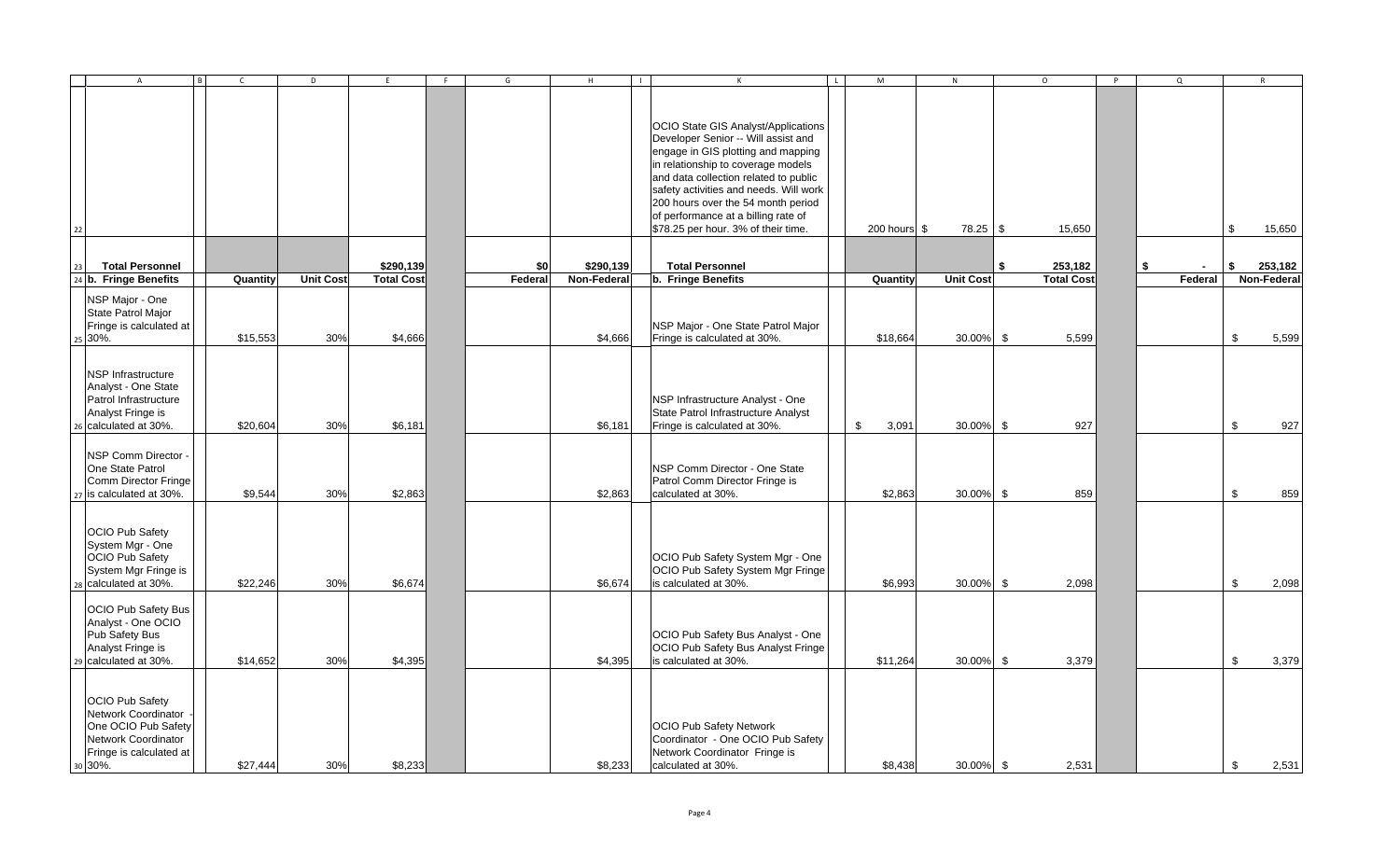| A | B | C | D | E | F | G | H | I | K | L | M | N | O | P | Q | R |
|---|---|---|---|---|---|---|---|---|---|---|---|---|---|---|---|---|
| 22 | | | | | | | | | OCIO State GIS Analyst/Applications Developer Senior -- Will assist and engage in GIS plotting and mapping in relationship to coverage models and data collection related to public safety activities and needs. Will work 200 hours over the 54 month period of performance at a billing rate of $78.25 per hour. 3% of their time. | | 200 hours | $ 78.25 | $ 15,650 | | | $ 15,650 |
| 23 **Total Personnel** | | | | $290,139 | | $0 | $290,139 | | **Total Personnel** | | | | $ 253,182 | | $ - | $ 253,182 |
| 24 **b. Fringe Benefits** | | **Quantity** | **Unit Cost** | **Total Cost** | | **Federal** | **Non-Federal** | | **b. Fringe Benefits** | | **Quantity** | **Unit Cost** | **Total Cost** | | **Federal** | **Non-Federal** |
| 25 NSP Major - One State Patrol Major Fringe is calculated at 30%. | | $15,553 | 30% | $4,666 | | | $4,666 | | NSP Major - One State Patrol Major Fringe is calculated at 30%. | | $18,664 | 30.00% | $ 5,599 | | | $ 5,599 |
| 26 NSP Infrastructure Analyst - One State Patrol Infrastructure Analyst Fringe is calculated at 30%. | | $20,604 | 30% | $6,181 | | | $6,181 | | NSP Infrastructure Analyst - One State Patrol Infrastructure Analyst Fringe is calculated at 30%. | | $ 3,091 | 30.00% | $ 927 | | | $ 927 |
| 27 NSP Comm Director - One State Patrol Comm Director Fringe is calculated at 30%. | | $9,544 | 30% | $2,863 | | | $2,863 | | NSP Comm Director - One State Patrol Comm Director Fringe is calculated at 30%. | | $2,863 | 30.00% | $ 859 | | | $ 859 |
| 28 OCIO Pub Safety System Mgr - One OCIO Pub Safety System Mgr Fringe is calculated at 30%. | | $22,246 | 30% | $6,674 | | | $6,674 | | OCIO Pub Safety System Mgr - One OCIO Pub Safety System Mgr Fringe is calculated at 30%. | | $6,993 | 30.00% | $ 2,098 | | | $ 2,098 |
| 29 OCIO Pub Safety Bus Analyst - One OCIO Pub Safety Bus Analyst Fringe is calculated at 30%. | | $14,652 | 30% | $4,395 | | | $4,395 | | OCIO Pub Safety Bus Analyst - One OCIO Pub Safety Bus Analyst Fringe is calculated at 30%. | | $11,264 | 30.00% | $ 3,379 | | | $ 3,379 |
| 30 OCIO Pub Safety Network Coordinator - One OCIO Pub Safety Network Coordinator Fringe is calculated at 30%. | | $27,444 | 30% | $8,233 | | | $8,233 | | OCIO Pub Safety Network Coordinator - One OCIO Pub Safety Network Coordinator Fringe is calculated at 30%. | | $8,438 | 30.00% | $ 2,531 | | | $ 2,531 |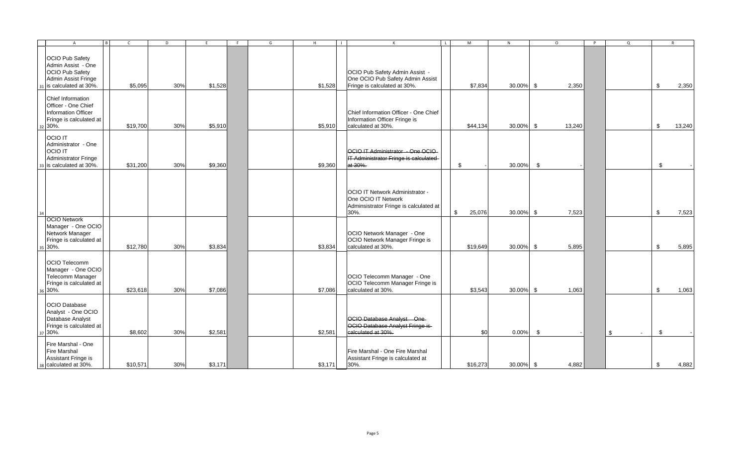| | A | B | C | D | E | F | G | H | I | K | L | M | N | O | P | Q | R |
|---|---|---|---|---|---|---|---|---|---|---|---|---|---|---|---|---|---|
| 31 | OCIO Pub Safety Admin Assist - One OCIO Pub Safety Admin Assist Fringe is calculated at 30%. | | $5,095 | 30% | $1,528 | | | $1,528 | | OCIO Pub Safety Admin Assist - One OCIO Pub Safety Admin Assist Fringe is calculated at 30%. | | $7,834 | 30.00% | $ 2,350 | | | $ 2,350 |
| 32 | Chief Information Officer - One Chief Information Officer Fringe is calculated at 30%. | | $19,700 | 30% | $5,910 | | | $5,910 | | Chief Information Officer - One Chief Information Officer Fringe is calculated at 30%. | | $44,134 | 30.00% | $ 13,240 | | | $ 13,240 |
| 33 | OCIO IT Administrator - One OCIO IT Administrator Fringe is calculated at 30%. | | $31,200 | 30% | $9,360 | | | $9,360 | | ~~OCIO IT Administrator - One OCIO IT Administrator Fringe is calculated at 30%.~~ | | $ - | 30.00% | $ - | | | $ - |
| 34 | | | | | | | | | | OCIO IT Network Administrator - One OCIO IT Network Adminsistrator Fringe is calculated at 30%. | | $ 25,076 | 30.00% | $ 7,523 | | | $ 7,523 |
| 35 | OCIO Network Manager - One OCIO Network Manager Fringe is calculated at 30%. | | $12,780 | 30% | $3,834 | | | $3,834 | | OCIO Network Manager - One OCIO Network Manager Fringe is calculated at 30%. | | $19,649 | 30.00% | $ 5,895 | | | $ 5,895 |
| 36 | OCIO Telecomm Manager - One OCIO Telecomm Manager Fringe is calculated at 30%. | | $23,618 | 30% | $7,086 | | | $7,086 | | OCIO Telecomm Manager - One OCIO Telecomm Manager Fringe is calculated at 30%. | | $3,543 | 30.00% | $ 1,063 | | | $ 1,063 |
| 37 | OCIO Database Analyst - One OCIO Database Analyst Fringe is calculated at 30%. | | $8,602 | 30% | $2,581 | | | $2,581 | | ~~OCIO Database Analyst - One OCIO Database Analyst Fringe is calculated at 30%.~~ | | $0 | 0.00% | $ - | | $ - | $ - |
| 38 | Fire Marshal - One Fire Marshal Assistant Fringe is calculated at 30%. | | $10,571 | 30% | $3,171 | | | $3,171 | | Fire Marshal - One Fire Marshal Assistant Fringe is calculated at 30%. | | $16,273 | 30.00% | $ 4,882 | | | $ 4,882 |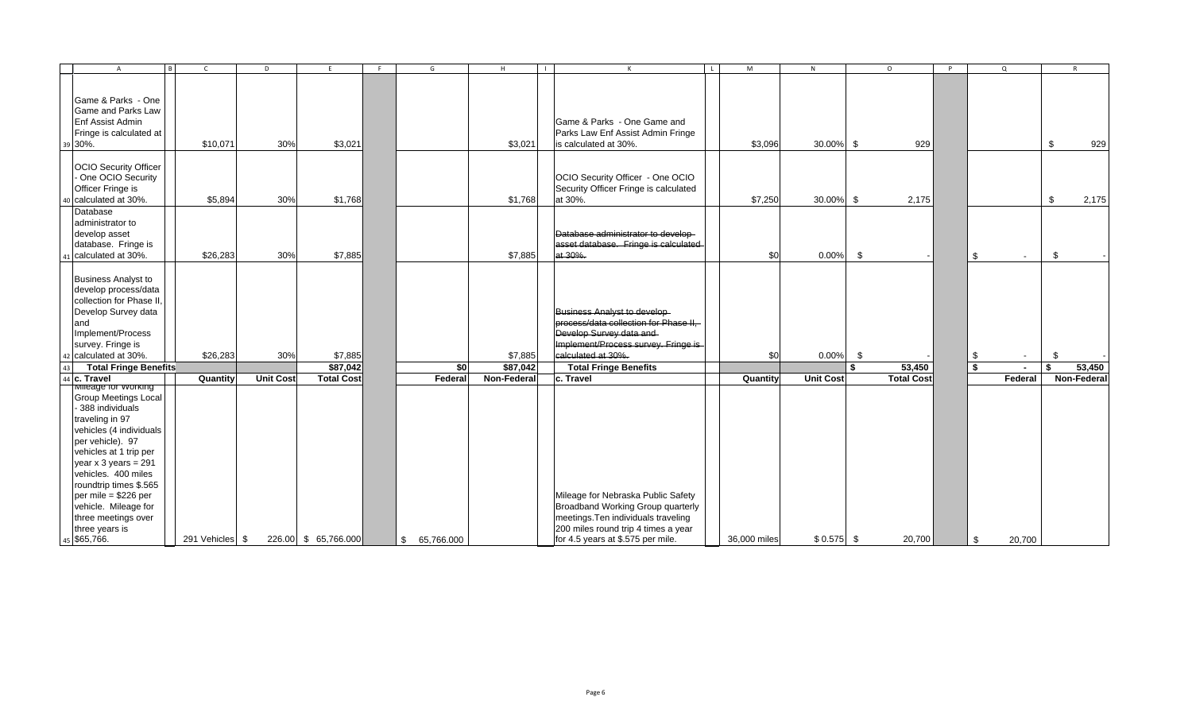| | A | B | C | D | E | F | G | H | I | K | L | M | N | O | P | Q | R |
|---|---|---|---|---|---|---|---|---|---|---|---|---|---|---|---|---|---|
| 39 | Game & Parks - One Game and Parks Law Enf Assist Admin Fringe is calculated at 30%. | | $10,071 | 30% | $3,021 | | | $3,021 | | Game & Parks - One Game and Parks Law Enf Assist Admin Fringe is calculated at 30%. | | $3,096 | 30.00% | $ 929 | | | $ 929 |
| 40 | OCIO Security Officer - One OCIO Security Officer Fringe is calculated at 30%. | | $5,894 | 30% | $1,768 | | | $1,768 | | OCIO Security Officer - One OCIO Security Officer Fringe is calculated at 30%. | | $7,250 | 30.00% | $ 2,175 | | | $ 2,175 |
| 41 | Database administrator to develop asset database. Fringe is calculated at 30%. | | $26,283 | 30% | $7,885 | | | $7,885 | | ~~Database administrator to develop asset database. Fringe is calculated at 30%.~~ | | $0 | 0.00% | $ - | | $ - | $ - |
| 42 | Business Analyst to develop process/data collection for Phase II, Develop Survey data and Implement/Process survey. Fringe is calculated at 30%. | | $26,283 | 30% | $7,885 | | | $7,885 | | ~~Business Analyst to develop process/data collection for Phase II, Develop Survey data and Implement/Process survey. Fringe is calculated at 30%.~~ | | $0 | 0.00% | $ - | | $ - | $ - |
| 43 | **Total Fringe Benefits** | | | | **$87,042** | | **$0** | **$87,042** | | **Total Fringe Benefits** | | | | **$ 53,450** | | **$ -** | **$ 53,450** |
| 44 | **c. Travel** | | **Quantity** | **Unit Cost** | **Total Cost** | | **Federal** | **Non-Federal** | | **c. Travel** | | **Quantity** | **Unit Cost** | **Total Cost** | | **Federal** | **Non-Federal** |
| 45 | Mileage for Working Group Meetings Local - 388 individuals traveling in 97 vehicles (4 individuals per vehicle). 97 vehicles at 1 trip per year x 3 years = 291 vehicles. 400 miles roundtrip times $.565 per mile = $226 per vehicle. Mileage for three meetings over three years is $65,766. | | 291 Vehicles | $ 226.00 | $ 65,766.000 | | $ 65,766.000 | | | Mileage for Nebraska Public Safety Broadband Working Group quarterly meetings.Ten individuals traveling 200 miles round trip 4 times a year for 4.5 years at $.575 per mile. | | 36,000 miles | $ 0.575 | $ 20,700 | | $ 20,700 | |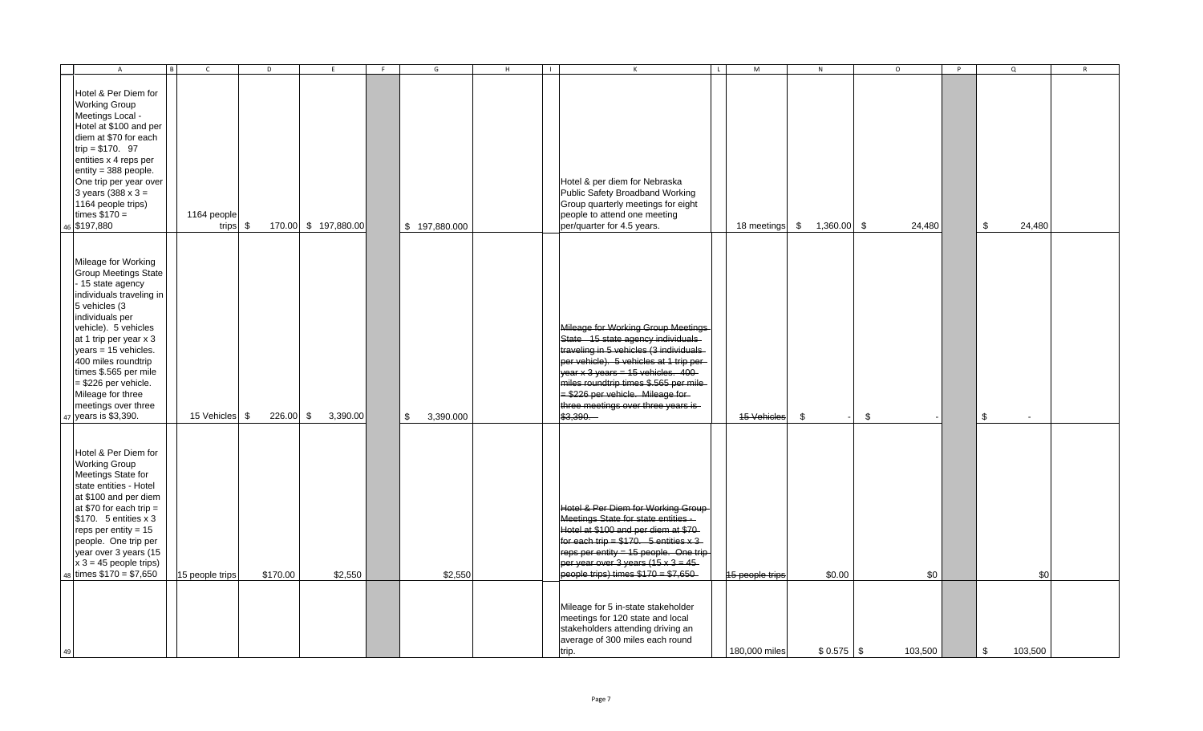| | A | B | C | D | E | F | G | H | I | K | L | M | N | O | P | Q | R |
|---|---|---|---|---|---|---|---|---|---|---|---|---|---|---|---|---|---|
| 46 | Hotel & Per Diem for Working Group Meetings Local - Hotel at $100 and per diem at $70 for each trip = $170. 97 entities x 4 reps per entity = 388 people. One trip per year over 3 years (388 x 3 = 1164 people trips) times $170 = $197,880 | | 1164 people trips | $ 170.00 | $ 197,880.00 | | $ 197,880.000 | | | Hotel & per diem for Nebraska Public Safety Broadband Working Group quarterly meetings for eight people to attend one meeting per/quarter for 4.5 years. | | 18 meetings | $ 1,360.00 | $ 24,480 | | $ 24,480 | |
| 47 | Mileage for Working Group Meetings State - 15 state agency individuals traveling in 5 vehicles (3 individuals per vehicle). 5 vehicles at 1 trip per year x 3 years = 15 vehicles. 400 miles roundtrip times $.565 per mile = $226 per vehicle. Mileage for three meetings over three years is $3,390. | | 15 Vehicles | $ 226.00 | $ 3,390.00 | | $ 3,390.000 | | | ~~Mileage for Working Group Meetings State 15 state agency individuals traveling in 5 vehicles (3 individuals per vehicle). 5 vehicles at 1 trip per year x 3 years = 15 vehicles. 400 miles roundtrip times $.565 per mile = $226 per vehicle. Mileage for three meetings over three years is $3,390.~~ | | ~~15 Vehicles~~ | $ - | $ - | | $ - | |
| 48 | Hotel & Per Diem for Working Group Meetings State for state entities - Hotel at $100 and per diem at $70 for each trip = $170. 5 entities x 3 reps per entity = 15 people. One trip per year over 3 years (15 x 3 = 45 people trips) times $170 = $7,650 | | 15 people trips | $170.00 | $2,550 | | $2,550 | | | ~~Hotel & Per Diem for Working Group Meetings State for state entities - Hotel at $100 and per diem at $70 for each trip = $170. 5 entities x 3 reps per entity = 15 people. One trip per year over 3 years (15 x 3 = 45 people trips) times $170 = $7,650~~ | | ~~15 people trips~~ | $0.00 | $0 | | $0 | |
| 49 | | | | | | | | | | Mileage for 5 in-state stakeholder meetings for 120 state and local stakeholders attending driving an average of 300 miles each round trip. | | 180,000 miles | $ 0.575 | $ 103,500 | | $ 103,500 | |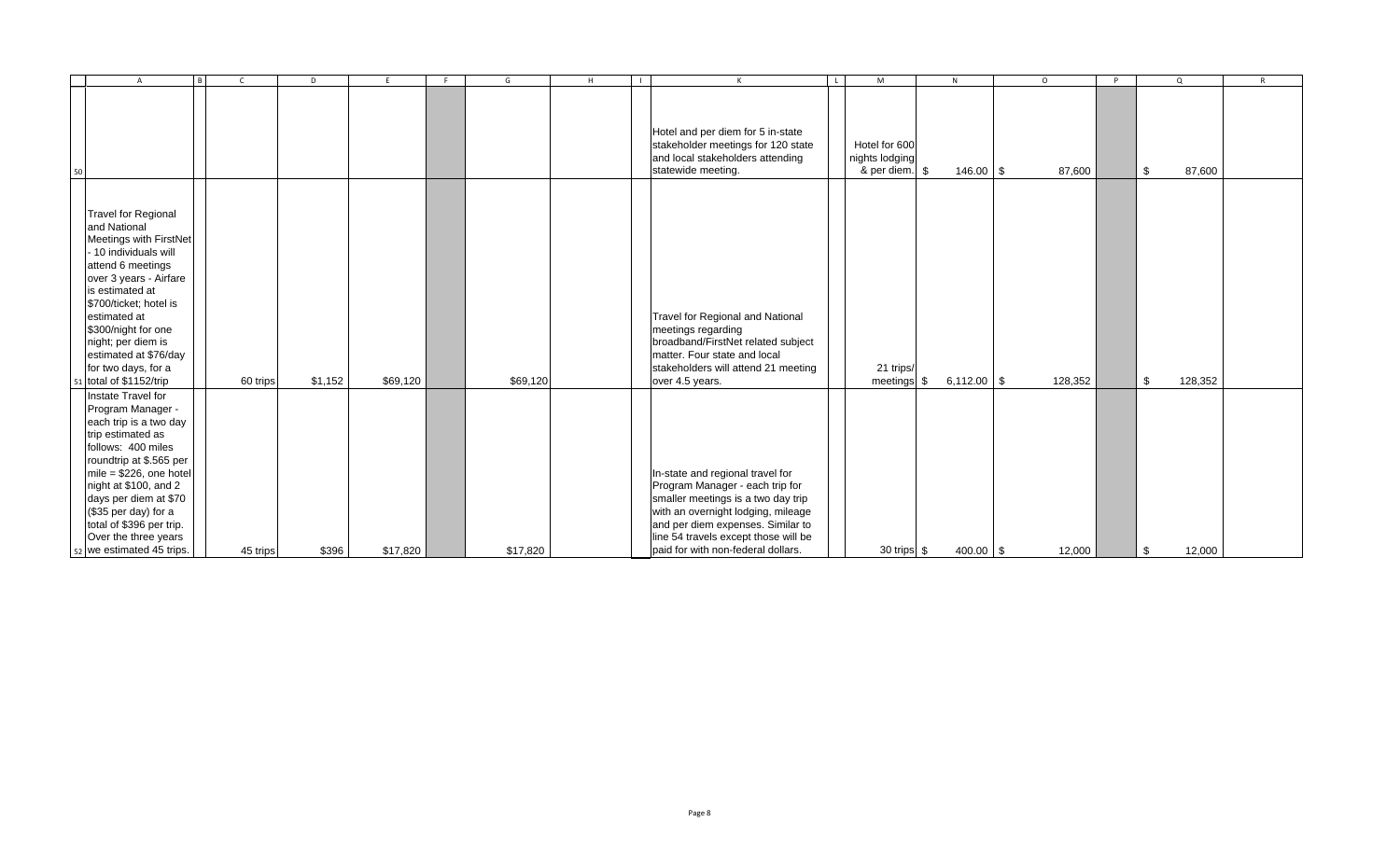| | A | B | C | D | E | F | G | H | I | K | L | M | N | O | P | Q | R |
|---|---|---|---|---|---|---|---|---|---|---|---|---|---|---|---|---|---|
| 50 | | | | | | | | | | Hotel and per diem for 5 in-state stakeholder meetings for 120 state and local stakeholders attending statewide meeting. | | Hotel for 600 nights lodging & per diem. | $ 146.00 | $ 87,600 | | $ 87,600 | |
| 51 | Travel for Regional and National Meetings with FirstNet - 10 individuals will attend 6 meetings over 3 years - Airfare is estimated at $700/ticket; hotel is estimated at $300/night for one night; per diem is estimated at $76/day for two days, for a total of $1152/trip | | 60 trips | $1,152 | $69,120 | | $69,120 | | | Travel for Regional and National meetings regarding broadband/FirstNet related subject matter. Four state and local stakeholders will attend 21 meeting over 4.5 years. | | 21 trips/ meetings | $ 6,112.00 | $ 128,352 | | $ 128,352 | |
| 52 | Instate Travel for Program Manager - each trip is a two day trip estimated as follows: 400 miles roundtrip at $.565 per mile = $226, one hotel night at $100, and 2 days per diem at $70 ($35 per day) for a total of $396 per trip. Over the three years we estimated 45 trips. | | 45 trips | $396 | $17,820 | | $17,820 | | | In-state and regional travel for Program Manager - each trip for smaller meetings is a two day trip with an overnight lodging, mileage and per diem expenses. Similar to line 54 travels except those will be paid for with non-federal dollars. | | 30 trips | $ 400.00 | $ 12,000 | | $ 12,000 | |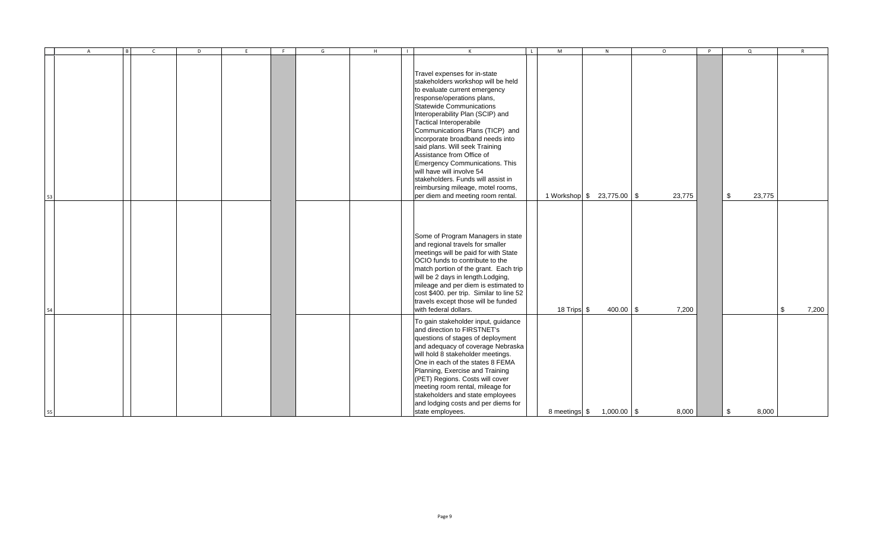| | A | B | C | D | E | F | G | H | I | K | L | M | N | O | P | Q | R |
|---|---|---|---|---|---|---|---|---|---|---|---|---|---|---|---|---|---|
| 53 | | | | | | | | | | Travel expenses for in-state stakeholders workshop will be held to evaluate current emergency response/operations plans, Statewide Communications Interoperability Plan (SCIP) and Tactical Interoperabile Communications Plans (TICP) and incorporate broadband needs into said plans. Will seek Training Assistance from Office of Emergency Communications. This will have will involve 54 stakeholders. Funds will assist in reimbursing mileage, motel rooms, per diem and meeting room rental. | | 1 Workshop | $ 23,775.00 | $ 23,775 | | $ 23,775 | |
| 54 | | | | | | | | | | Some of Program Managers in state and regional travels for smaller meetings will be paid for with State OCIO funds to contribute to the match portion of the grant. Each trip will be 2 days in length.Lodging, mileage and per diem is estimated to cost $400. per trip. Similar to line 52 travels except those will be funded with federal dollars. | | 18 Trips | $ 400.00 | $ 7,200 | | | $ 7,200 |
| 55 | | | | | | | | | | To gain stakeholder input, guidance and direction to FIRSTNET's questions of stages of deployment and adequacy of coverage Nebraska will hold 8 stakeholder meetings. One in each of the states 8 FEMA Planning, Exercise and Training (PET) Regions. Costs will cover meeting room rental, mileage for stakeholders and state employees and lodging costs and per diems for state employees. | | 8 meetings | $ 1,000.00 | $ 8,000 | | $ 8,000 | |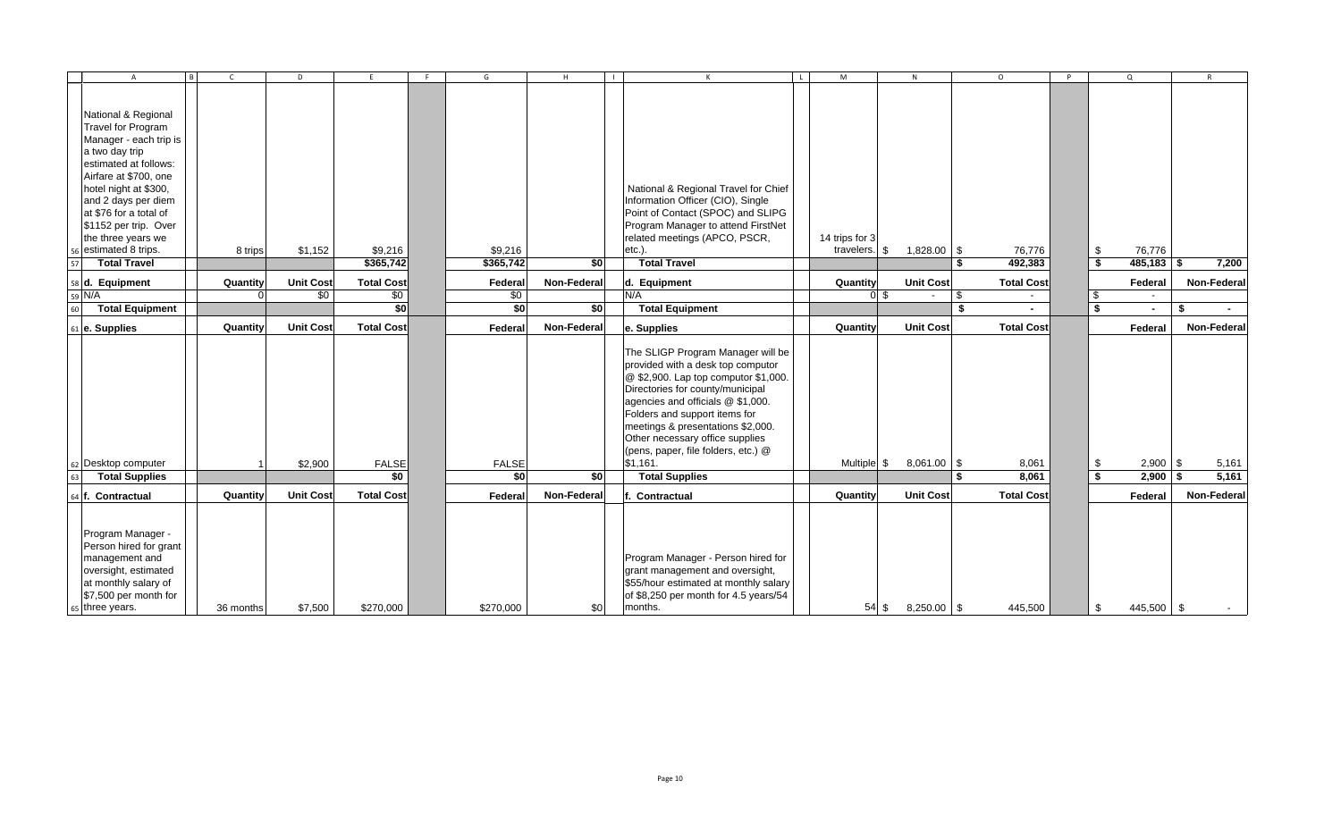| A | B | C | D | E | F | G | H | I | K | L | M | N | O | P | Q | R |
|---|---|---|---|---|---|---|---|---|---|---|---|---|---|---|---|---|
| National & Regional Travel for Program Manager - each trip is a two day trip estimated at follows: Airfare at $700, one hotel night at $300, and 2 days per diem at $76 for a total of $1152 per trip. Over the three years we estimated 8 trips. | | 8 trips | $1,152 | $9,216 | | $9,216 | | | National & Regional Travel for Chief Information Officer (CIO), Single Point of Contact (SPOC) and SLIPG Program Manager to attend FirstNet related meetings (APCO, PSCR, etc.). | | 14 trips for 3 travelers. | $ 1,828.00 | $ 76,776 | | $ 76,776 | |
| **Total Travel** | | | | **$365,742** | | **$365,742** | **$0** | | **Total Travel** | | | | **$ 492,383** | | **$ 485,183** | **$ 7,200** |
| **d. Equipment** | | **Quantity** | **Unit Cost** | **Total Cost** | | **Federal** | **Non-Federal** | | **d. Equipment** | | **Quantity** | **Unit Cost** | **Total Cost** | | **Federal** | **Non-Federal** |
| N/A | | 0 | $0 | $0 | | $0 | | | N/A | | 0 | $ - | $ - | | $ - | |
| **Total Equipment** | | | | **$0** | | **$0** | **$0** | | **Total Equipment** | | | | **$ -** | | **$ -** | **$ -** |
| **e. Supplies** | | **Quantity** | **Unit Cost** | **Total Cost** | | **Federal** | **Non-Federal** | | **e. Supplies** | | **Quantity** | **Unit Cost** | **Total Cost** | | **Federal** | **Non-Federal** |
| Desktop computer | | 1 | $2,900 | FALSE | | FALSE | | | The SLIGP Program Manager will be provided with a desk top computor @ $2,900. Lap top computor $1,000. Directories for county/municipal agencies and officials @ $1,000. Folders and support items for meetings & presentations $2,000. Other necessary office supplies (pens, paper, file folders, etc.) @ $1,161. | | Multiple | $ 8,061.00 | $ 8,061 | | $ 2,900 | $ 5,161 |
| **Total Supplies** | | | | **$0** | | **$0** | **$0** | | **Total Supplies** | | | | **$ 8,061** | | **$ 2,900** | **$ 5,161** |
| **f. Contractual** | | **Quantity** | **Unit Cost** | **Total Cost** | | **Federal** | **Non-Federal** | | **f. Contractual** | | **Quantity** | **Unit Cost** | **Total Cost** | | **Federal** | **Non-Federal** |
| Program Manager - Person hired for grant management and oversight, estimated at monthly salary of $7,500 per month for three years. | | 36 months | $7,500 | $270,000 | | $270,000 | $0 | | Program Manager - Person hired for grant management and oversight, $55/hour estimated at monthly salary of $8,250 per month for 4.5 years/54 months. | | 54 | $ 8,250.00 | $ 445,500 | | $ 445,500 | $ - |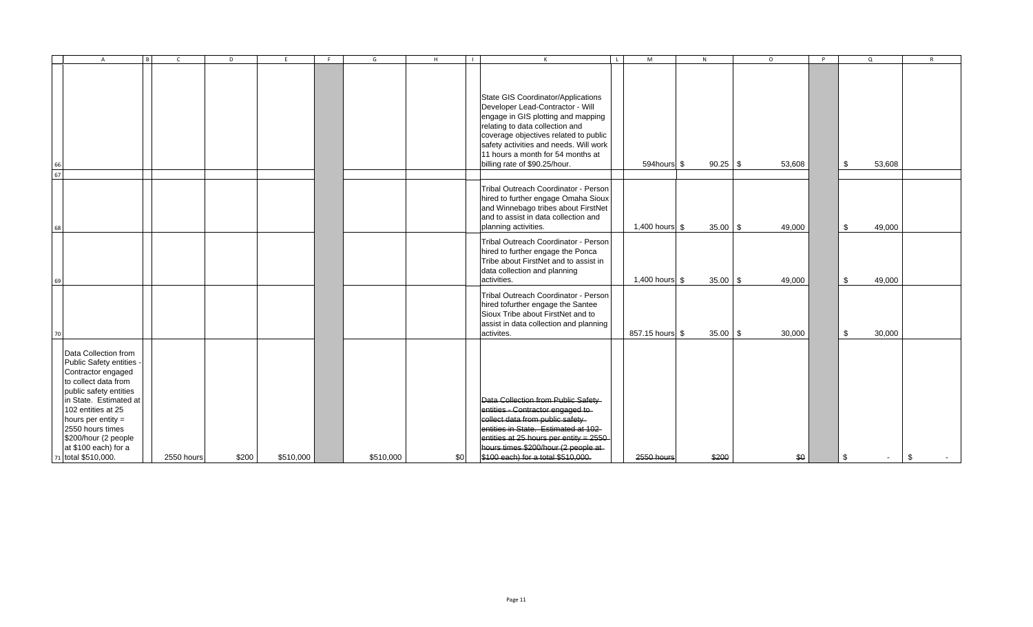| | A | B | C | D | E | F | G | H | I | K | L | M | N | O | P | Q | R |
|---|---|---|---|---|---|---|---|---|---|---|---|---|---|---|---|---|---|
| 66 | | | | | | | | | | State GIS Coordinator/Applications Developer Lead-Contractor - Will engage in GIS plotting and mapping relating to data collection and coverage objectives related to public safety activities and needs. Will work 11 hours a month for 54 months at billing rate of $90.25/hour. | | 594hours | $ 90.25 | $ 53,608 | | $ 53,608 | |
| 67 | | | | | | | | | | | | | | | | | |
| 68 | | | | | | | | | | Tribal Outreach Coordinator - Person hired to further engage Omaha Sioux and Winnebago tribes about FirstNet and to assist in data collection and planning activities. | | 1,400 hours | $ 35.00 | $ 49,000 | | $ 49,000 | |
| 69 | | | | | | | | | | Tribal Outreach Coordinator - Person hired to further engage the Ponca Tribe about FirstNet and to assist in data collection and planning activities. | | 1,400 hours | $ 35.00 | $ 49,000 | | $ 49,000 | |
| 70 | | | | | | | | | | Tribal Outreach Coordinator - Person hired tofurther engage the Santee Sioux Tribe about FirstNet and to assist in data collection and planning activites. | | 857.15 hours | $ 35.00 | $ 30,000 | | $ 30,000 | |
| 71 | Data Collection from Public Safety entities - Contractor engaged to collect data from public safety entities in State. Estimated at 102 entities at 25 hours per entity = 2550 hours times $200/hour (2 people at $100 each) for a total $510,000. | | 2550 hours | $200 | $510,000 | | $510,000 | $0 | | ~~Data Collection from Public Safety entities - Contractor engaged to collect data from public safety entities in State. Estimated at 102 entities at 25 hours per entity = 2550 hours times $200/hour (2 people at $100 each) for a total $510,000.~~ | | ~~2550 hours~~ | ~~$200~~ | ~~$0~~ | | $ - | $ - |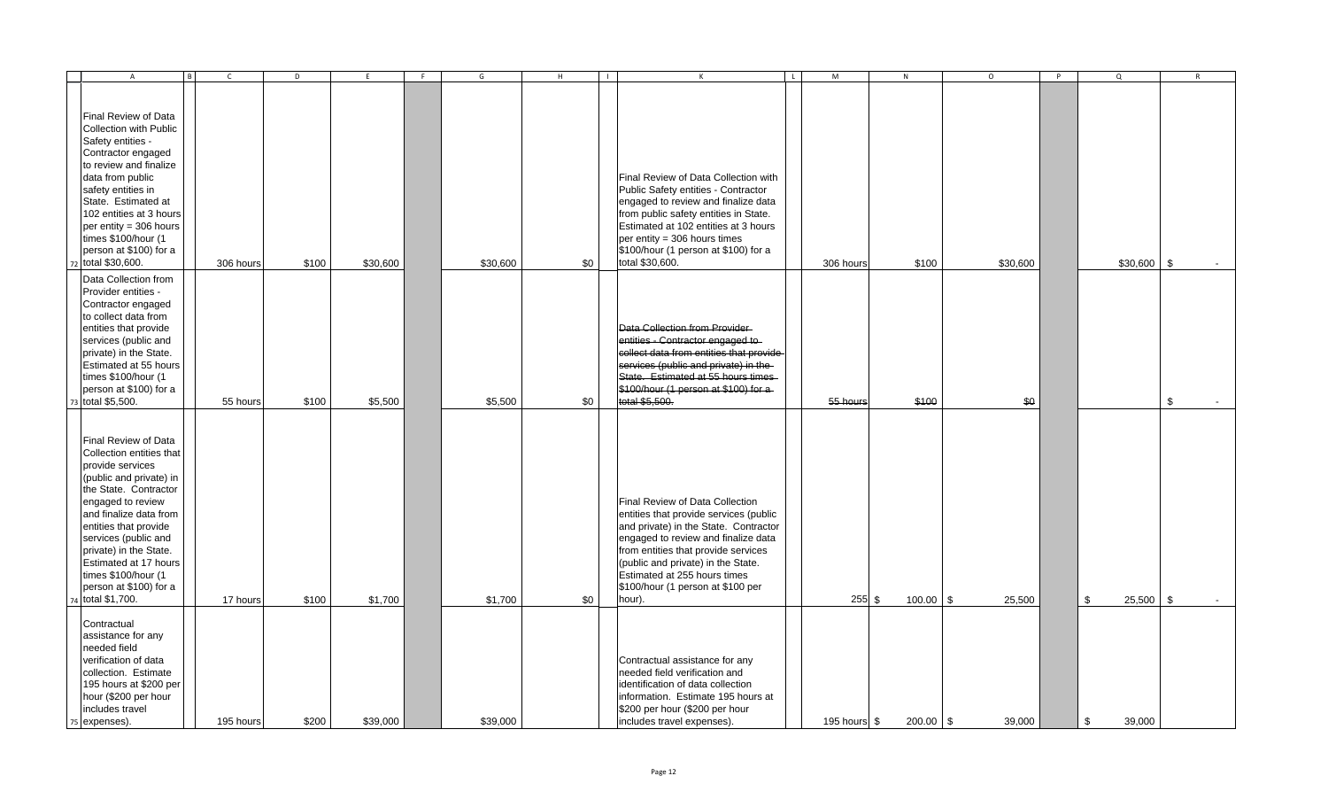| | A | B | C | D | E | F | G | H | I | K | L | M | N | O | P | Q | R |
|---|---|---|---|---|---|---|---|---|---|---|---|---|---|---|---|---|---|
| 72 | Final Review of Data Collection with Public Safety entities - Contractor engaged to review and finalize data from public safety entities in State. Estimated at 102 entities at 3 hours per entity = 306 hours times $100/hour (1 person at $100) for a total $30,600. | | 306 hours | $100 | $30,600 | | $30,600 | $0 | | Final Review of Data Collection with Public Safety entities - Contractor engaged to review and finalize data from public safety entities in State. Estimated at 102 entities at 3 hours per entity = 306 hours times $100/hour (1 person at $100) for a total $30,600. | | 306 hours | $100 | $30,600 | | $30,600 | $ - |
| 73 | Data Collection from Provider entities - Contractor engaged to collect data from entities that provide services (public and private) in the State. Estimated at 55 hours times $100/hour (1 person at $100) for a total $5,500. | | 55 hours | $100 | $5,500 | | $5,500 | $0 | | ~~Data Collection from Provider entities - Contractor engaged to collect data from entities that provide services (public and private) in the State. Estimated at 55 hours times $100/hour (1 person at $100) for a total $5,500.~~ | | ~~55 hours~~ | ~~$100~~ | ~~$0~~ | | | $ - |
| 74 | Final Review of Data Collection entities that provide services (public and private) in the State. Contractor engaged to review and finalize data from entities that provide services (public and private) in the State. Estimated at 17 hours times $100/hour (1 person at $100) for a total $1,700. | | 17 hours | $100 | $1,700 | | $1,700 | $0 | | Final Review of Data Collection entities that provide services (public and private) in the State. Contractor engaged to review and finalize data from entities that provide services (public and private) in the State. Estimated at 255 hours times $100/hour (1 person at $100 per hour). | | 255 | $ 100.00 | $ 25,500 | | $ 25,500 | $ - |
| 75 | Contractual assistance for any needed field verification of data collection. Estimate 195 hours at $200 per hour ($200 per hour includes travel expenses). | | 195 hours | $200 | $39,000 | | $39,000 | | | Contractual assistance for any needed field verification and identification of data collection information. Estimate 195 hours at $200 per hour ($200 per hour includes travel expenses). | | 195 hours | $ 200.00 | $ 39,000 | | $ 39,000 | |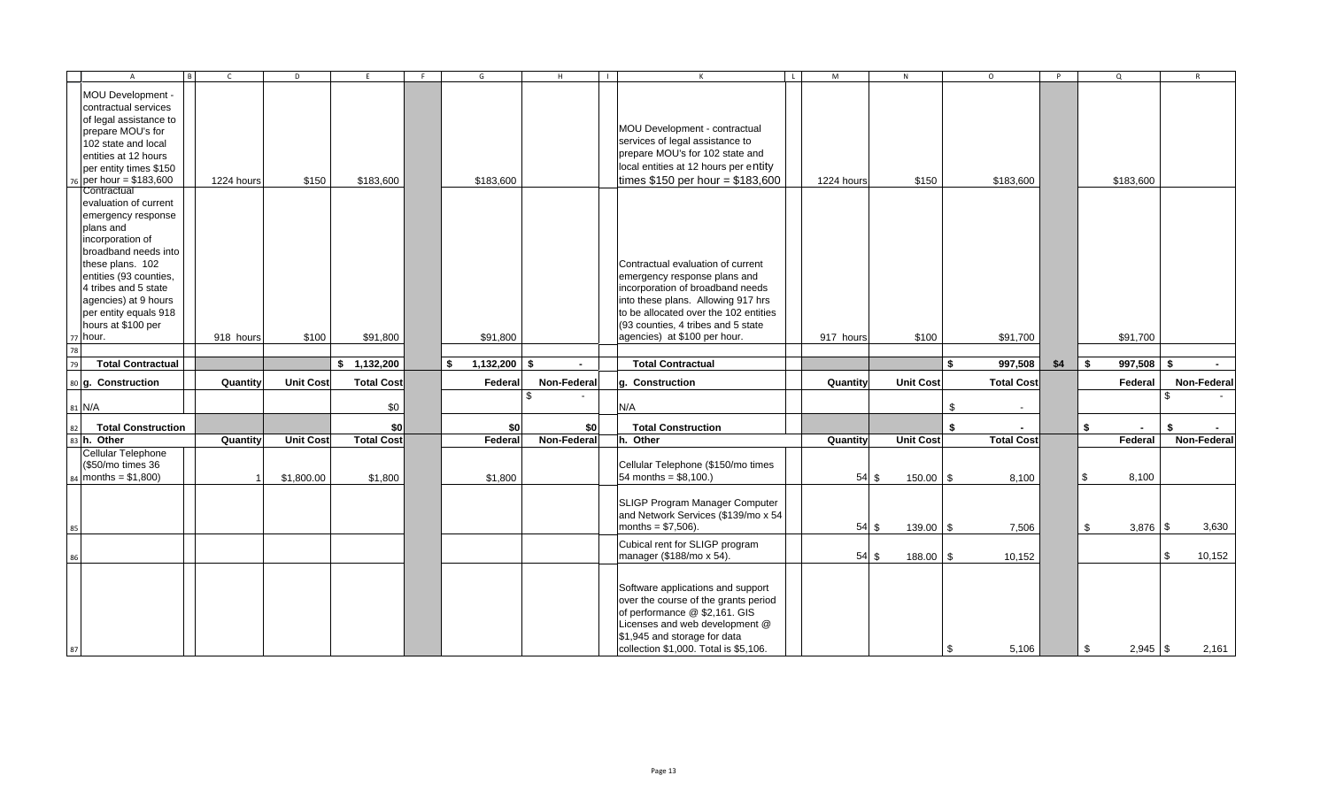| A | B | C | D | E | F | G | H | I | K | L | M | N | O | P | Q | R |
|---|---|---|---|---|---|---|---|---|---|---|---|---|---|---|---|---|
| MOU Development - contractual services of legal assistance to prepare MOU's for 102 state and local entities at 12 hours per entity times $150 per hour = $183,600 | | 1224 hours | $150 | $183,600 | | $183,600 | | | MOU Development - contractual services of legal assistance to prepare MOU's for 102 state and local entities at 12 hours per entity times $150 per hour = $183,600 | | 1224 hours | $150 | $183,600 | | $183,600 | |
| Contractual evaluation of current emergency response plans and incorporation of broadband needs into these plans. 102 entities (93 counties, 4 tribes and 5 state agencies) at 9 hours per entity equals 918 hours at $100 per hour. | | 918 hours | $100 | $91,800 | | $91,800 | | | Contractual evaluation of current emergency response plans and incorporation of broadband needs into these plans. Allowing 917 hrs to be allocated over the 102 entities (93 counties, 4 tribes and 5 state agencies) at $100 per hour. | | 917 hours | $100 | $91,700 | | $91,700 | |
| | | | | | | | | | | | | | | | | |
| **Total Contractual** | | | | $ 1,132,200 | | $ 1,132,200 | $ - | | **Total Contractual** | | | | $ 997,508 | $4 | $ 997,508 | $ - |
| **g. Construction** | | **Quantity** | **Unit Cost** | **Total Cost** | | **Federal** | **Non-Federal** | | **g. Construction** | | **Quantity** | **Unit Cost** | **Total Cost** | | **Federal** | **Non-Federal** |
| N/A | | | | $0 | | | $ - | | N/A | | | | $ - | | | $ - |
| **Total Construction** | | | | $0 | | $0 | $0 | | **Total Construction** | | | | $ - | | $ - | $ - |
| **h. Other** | | **Quantity** | **Unit Cost** | **Total Cost** | | **Federal** | **Non-Federal** | | **h. Other** | | **Quantity** | **Unit Cost** | **Total Cost** | | **Federal** | **Non-Federal** |
| Cellular Telephone ($50/mo times 36 months = $1,800) | | 1 | $1,800.00 | $1,800 | | $1,800 | | | Cellular Telephone ($150/mo times 54 months = $8,100.) | | 54 | $ 150.00 | $ 8,100 | | $ 8,100 | |
| | | | | | | | | | SLIGP Program Manager Computer and Network Services ($139/mo x 54 months = $7,506). | | 54 | $ 139.00 | $ 7,506 | | $ 3,876 | $ 3,630 |
| | | | | | | | | | Cubical rent for SLIGP program manager ($188/mo x 54). | | 54 | $ 188.00 | $ 10,152 | | | $ 10,152 |
| | | | | | | | | | Software applications and support over the course of the grants period of performance @ $2,161. GIS Licenses and web development @ $1,945 and storage for data collection $1,000. Total is $5,106. | | | | $ 5,106 | | $ 2,945 | $ 2,161 |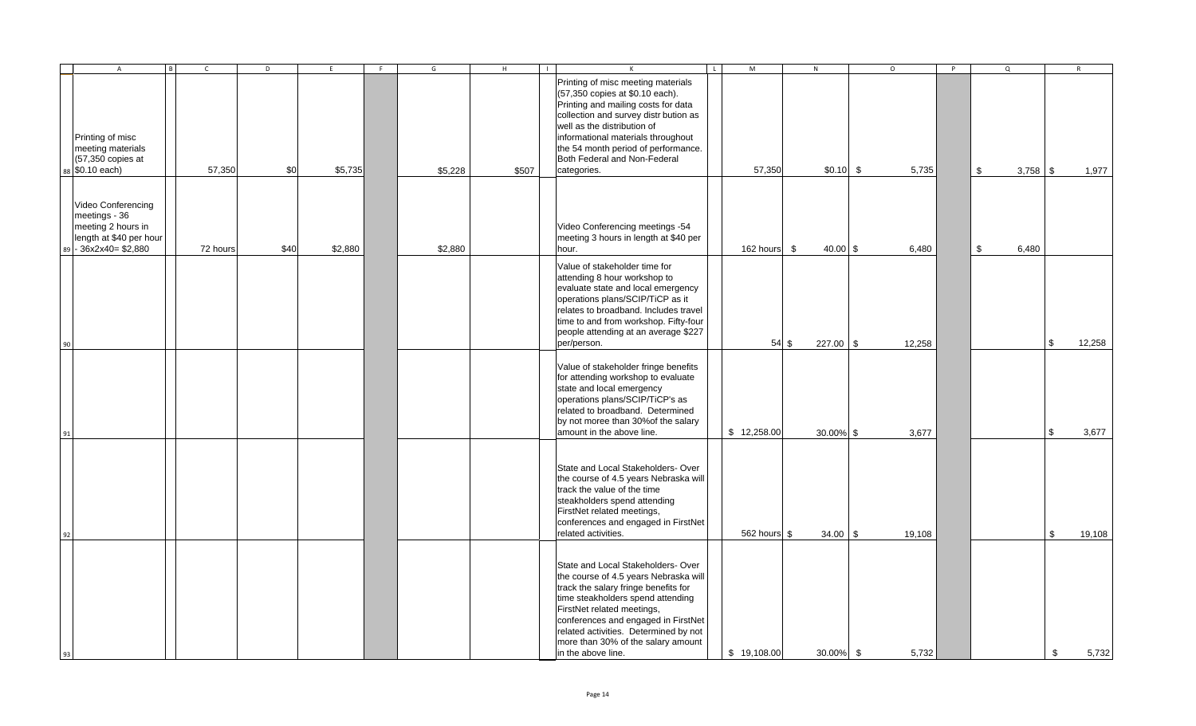| | A | B | C | D | E | F | G | H | I | K | L | M | N | O | P | Q | R |
|---|---|---|---|---|---|---|---|---|---|---|---|---|---|---|---|---|---|
| 88 | Printing of misc meeting materials (57,350 copies at $0.10 each) | | 57,350 | $0 | $5,735 | | $5,228 | $507 | | Printing of misc meeting materials (57,350 copies at $0.10 each). Printing and mailing costs for data collection and survey distr bution as well as the distribution of informational materials throughout the 54 month period of performance. Both Federal and Non-Federal categories. | | 57,350 | $0.10 | $ 5,735 | | $ 3,758 | $ 1,977 |
| 89 | Video Conferencing meetings - 36 meeting 2 hours in length at $40 per hour - 36x2x40= $2,880 | | 72 hours | $40 | $2,880 | | $2,880 | | | Video Conferencing meetings -54 meeting 3 hours in length at $40 per hour. | | 162 hours | $ 40.00 | $ 6,480 | | $ 6,480 | |
| 90 | | | | | | | | | | Value of stakeholder time for attending 8 hour workshop to evaluate state and local emergency operations plans/SCIP/TiCP as it relates to broadband. Includes travel time to and from workshop. Fifty-four people attending at an average $227 per/person. | | 54 | $ 227.00 | $ 12,258 | | | $ 12,258 |
| 91 | | | | | | | | | | Value of stakeholder fringe benefits for attending workshop to evaluate state and local emergency operations plans/SCIP/TiCP's as related to broadband. Determined by not moree than 30%of the salary amount in the above line. | | $ 12,258.00 | 30.00% | $ 3,677 | | | $ 3,677 |
| 92 | | | | | | | | | | State and Local Stakeholders- Over the course of 4.5 years Nebraska will track the value of the time steakholders spend attending FirstNet related meetings, conferences and engaged in FirstNet related activities. | | 562 hours | $ 34.00 | $ 19,108 | | | $ 19,108 |
| 93 | | | | | | | | | | State and Local Stakeholders- Over the course of 4.5 years Nebraska will track the salary fringe benefits for time steakholders spend attending FirstNet related meetings, conferences and engaged in FirstNet related activities. Determined by not more than 30% of the salary amount in the above line. | | $ 19,108.00 | 30.00% | $ 5,732 | | | $ 5,732 |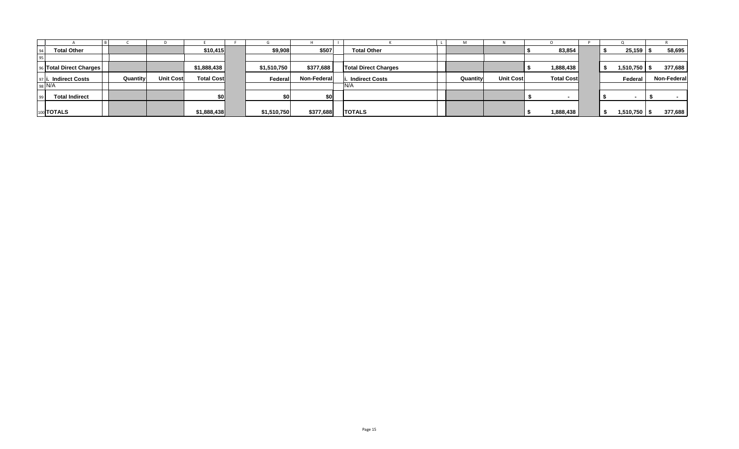| | A | B | C | D | E | F | G | H | I | K | L | M | N | O | P | Q | R |
|---|---|---|---|---|---|---|---|---|---|---|---|---|---|---|---|---|---|
| 94 | **Total Other** | | | | **$10,415** | | **$9,908** | **$507** | | **Total Other** | | | | **$ 83,854** | | **$ 25,159** | **$ 58,695** |
| 95 | | | | | | | | | | | | | | | | | |
| 96 | **Total Direct Charges** | | | | **$1,888,438** | | **$1,510,750** | **$377,688** | | **Total Direct Charges** | | | | **$ 1,888,438** | | **$ 1,510,750** | **$ 377,688** |
| 97 | **i. Indirect Costs** | | **Quantity** | **Unit Cost** | **Total Cost** | | **Federal** | **Non-Federal** | | **i. Indirect Costs** | | **Quantity** | **Unit Cost** | **Total Cost** | | **Federal** | **Non-Federal** |
| 98 | N/A | | | | | | | | | N/A | | | | | | | |
| 99 | **Total Indirect** | | | | **$0** | | **$0** | **$0** | | | | | | **$ -** | | **$ -** | **$ -** |
| 100 | **TOTALS** | | | | **$1,888,438** | | **$1,510,750** | **$377,688** | | **TOTALS** | | | | **$ 1,888,438** | | **$ 1,510,750** | **$ 377,688** |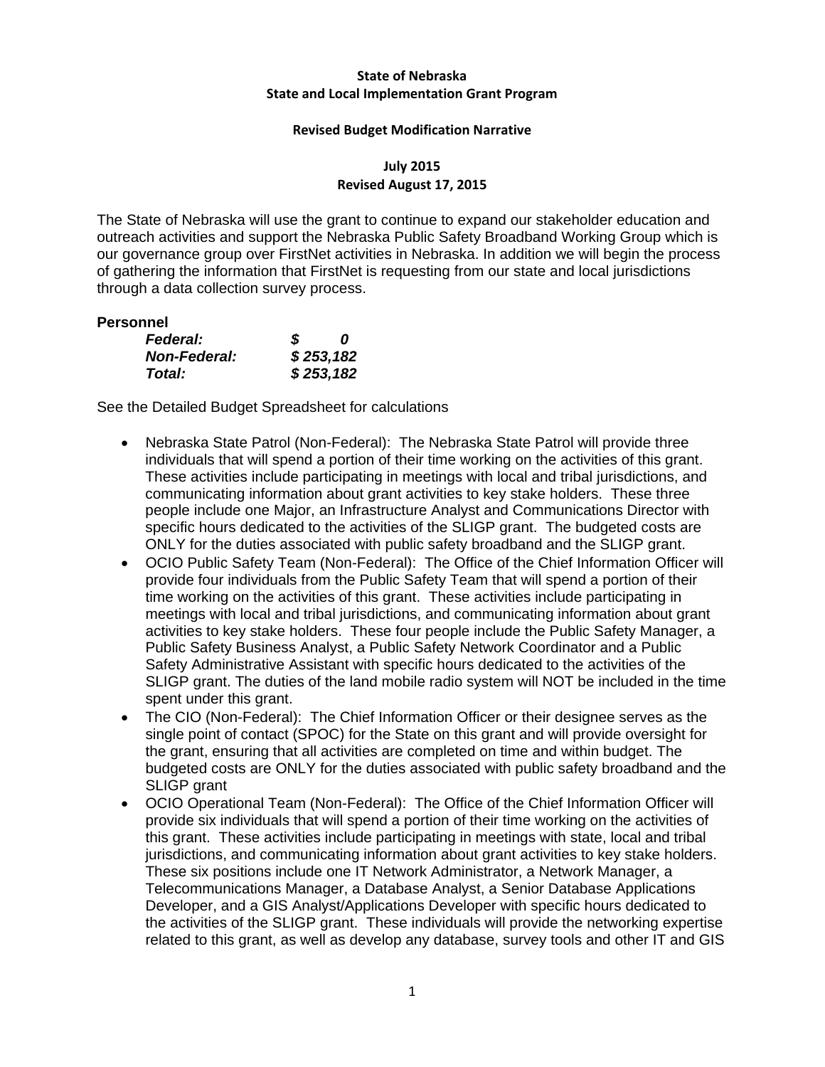**State of Nebraska**
**State and Local Implementation Grant Program**

**Revised Budget Modification Narrative**

**July 2015**
**Revised August 17, 2015**

The State of Nebraska will use the grant to continue to expand our stakeholder education and outreach activities and support the Nebraska Public Safety Broadband Working Group which is our governance group over FirstNet activities in Nebraska. In addition we will begin the process of gathering the information that FirstNet is requesting from our state and local jurisdictions through a data collection survey process.

**Personnel**

| | |
|---|---|
| ***Federal:*** | ***$ 0*** |
| ***Non-Federal:*** | ***$ 253,182*** |
| ***Total:*** | ***$ 253,182*** |

See the Detailed Budget Spreadsheet for calculations

- Nebraska State Patrol (Non-Federal): The Nebraska State Patrol will provide three individuals that will spend a portion of their time working on the activities of this grant. These activities include participating in meetings with local and tribal jurisdictions, and communicating information about grant activities to key stake holders. These three people include one Major, an Infrastructure Analyst and Communications Director with specific hours dedicated to the activities of the SLIGP grant. The budgeted costs are ONLY for the duties associated with public safety broadband and the SLIGP grant.
- OCIO Public Safety Team (Non-Federal): The Office of the Chief Information Officer will provide four individuals from the Public Safety Team that will spend a portion of their time working on the activities of this grant. These activities include participating in meetings with local and tribal jurisdictions, and communicating information about grant activities to key stake holders. These four people include the Public Safety Manager, a Public Safety Business Analyst, a Public Safety Network Coordinator and a Public Safety Administrative Assistant with specific hours dedicated to the activities of the SLIGP grant. The duties of the land mobile radio system will NOT be included in the time spent under this grant.
- The CIO (Non-Federal): The Chief Information Officer or their designee serves as the single point of contact (SPOC) for the State on this grant and will provide oversight for the grant, ensuring that all activities are completed on time and within budget. The budgeted costs are ONLY for the duties associated with public safety broadband and the SLIGP grant
- OCIO Operational Team (Non-Federal): The Office of the Chief Information Officer will provide six individuals that will spend a portion of their time working on the activities of this grant. These activities include participating in meetings with state, local and tribal jurisdictions, and communicating information about grant activities to key stake holders. These six positions include one IT Network Administrator, a Network Manager, a Telecommunications Manager, a Database Analyst, a Senior Database Applications Developer, and a GIS Analyst/Applications Developer with specific hours dedicated to the activities of the SLIGP grant. These individuals will provide the networking expertise related to this grant, as well as develop any database, survey tools and other IT and GIS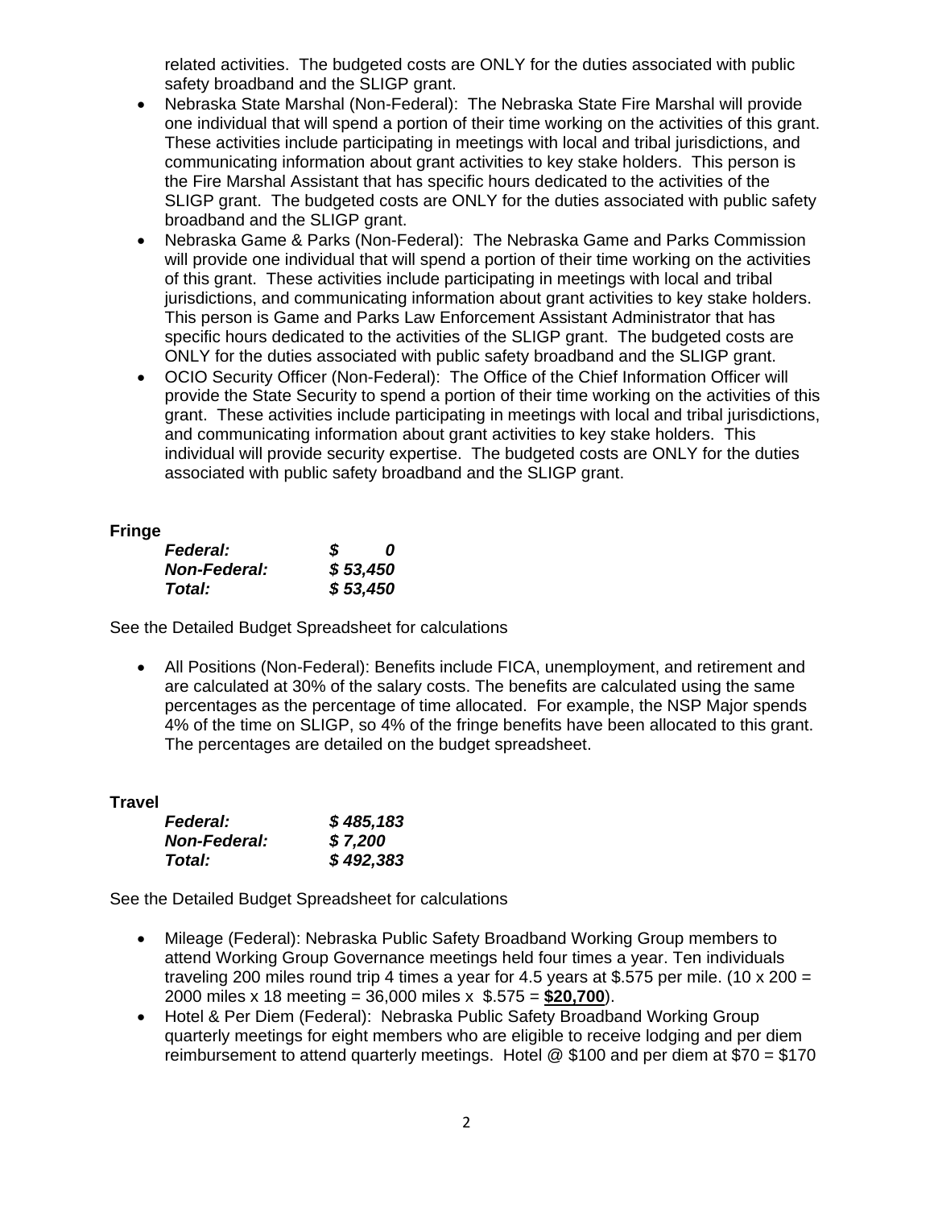related activities. The budgeted costs are ONLY for the duties associated with public safety broadband and the SLIGP grant.

- Nebraska State Marshal (Non-Federal): The Nebraska State Fire Marshal will provide one individual that will spend a portion of their time working on the activities of this grant. These activities include participating in meetings with local and tribal jurisdictions, and communicating information about grant activities to key stake holders. This person is the Fire Marshal Assistant that has specific hours dedicated to the activities of the SLIGP grant. The budgeted costs are ONLY for the duties associated with public safety broadband and the SLIGP grant.
- Nebraska Game & Parks (Non-Federal): The Nebraska Game and Parks Commission will provide one individual that will spend a portion of their time working on the activities of this grant. These activities include participating in meetings with local and tribal jurisdictions, and communicating information about grant activities to key stake holders. This person is Game and Parks Law Enforcement Assistant Administrator that has specific hours dedicated to the activities of the SLIGP grant. The budgeted costs are ONLY for the duties associated with public safety broadband and the SLIGP grant.
- OCIO Security Officer (Non-Federal): The Office of the Chief Information Officer will provide the State Security to spend a portion of their time working on the activities of this grant. These activities include participating in meetings with local and tribal jurisdictions, and communicating information about grant activities to key stake holders. This individual will provide security expertise. The budgeted costs are ONLY for the duties associated with public safety broadband and the SLIGP grant.

**Fringe**

| | |
|---|---|
| ***Federal:*** | ***$ 0*** |
| ***Non-Federal:*** | ***$ 53,450*** |
| ***Total:*** | ***$ 53,450*** |

See the Detailed Budget Spreadsheet for calculations

- All Positions (Non-Federal): Benefits include FICA, unemployment, and retirement and are calculated at 30% of the salary costs. The benefits are calculated using the same percentages as the percentage of time allocated. For example, the NSP Major spends 4% of the time on SLIGP, so 4% of the fringe benefits have been allocated to this grant. The percentages are detailed on the budget spreadsheet.

**Travel**

| | |
|---|---|
| ***Federal:*** | ***$ 485,183*** |
| ***Non-Federal:*** | ***$ 7,200*** |
| ***Total:*** | ***$ 492,383*** |

See the Detailed Budget Spreadsheet for calculations

- Mileage (Federal): Nebraska Public Safety Broadband Working Group members to attend Working Group Governance meetings held four times a year. Ten individuals traveling 200 miles round trip 4 times a year for 4.5 years at $.575 per mile. (10 x 200 = 2000 miles x 18 meeting = 36,000 miles x $.575 = **$20,700**).
- Hotel & Per Diem (Federal): Nebraska Public Safety Broadband Working Group quarterly meetings for eight members who are eligible to receive lodging and per diem reimbursement to attend quarterly meetings. Hotel @ $100 and per diem at $70 = $170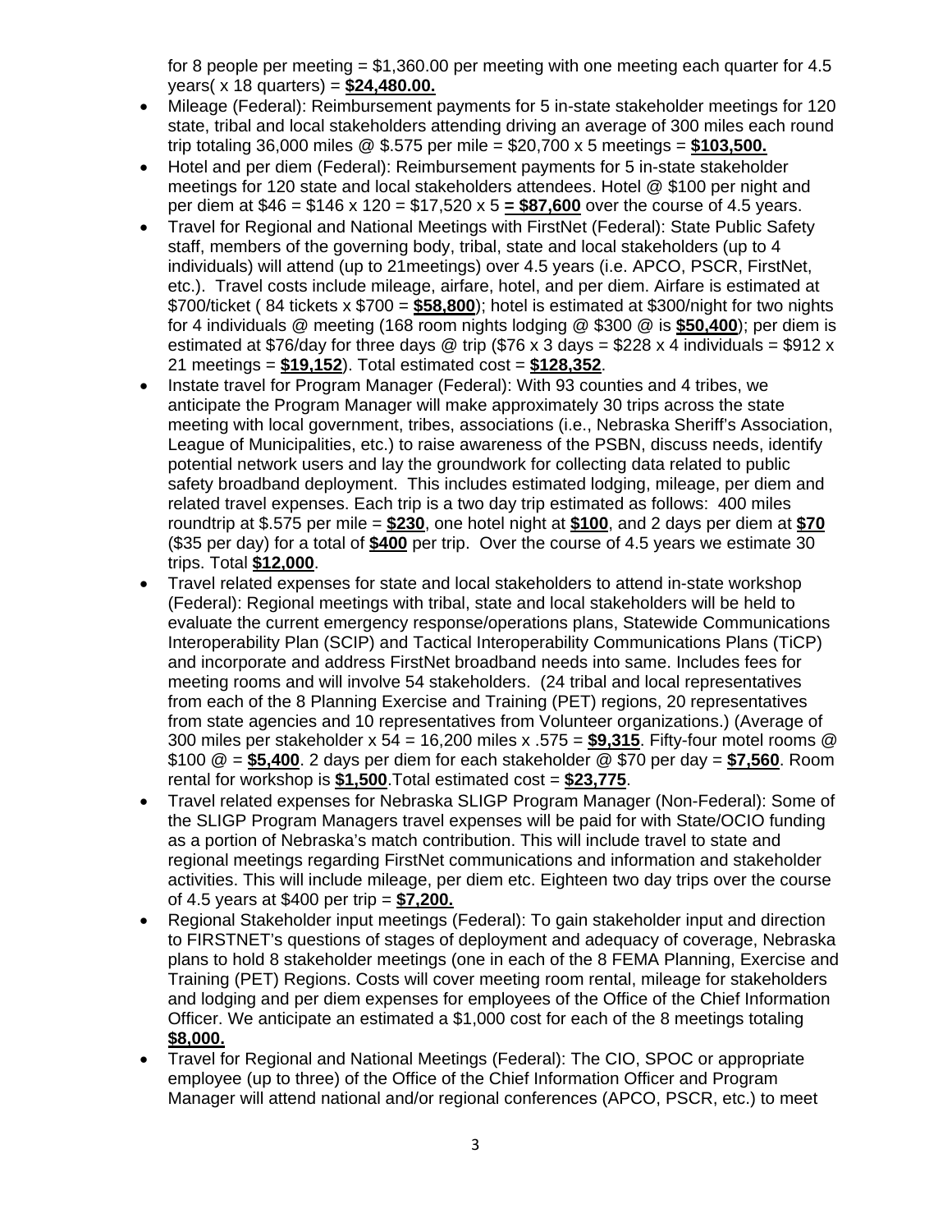for 8 people per meeting = $1,360.00 per meeting with one meeting each quarter for 4.5 years( x 18 quarters) = **$24,480.00.**

- Mileage (Federal): Reimbursement payments for 5 in-state stakeholder meetings for 120 state, tribal and local stakeholders attending driving an average of 300 miles each round trip totaling 36,000 miles @ $.575 per mile = $20,700 x 5 meetings = **$103,500.**
- Hotel and per diem (Federal): Reimbursement payments for 5 in-state stakeholder meetings for 120 state and local stakeholders attendees. Hotel @ $100 per night and per diem at $46 = $146 x 120 = $17,520 x 5 **= $87,600** over the course of 4.5 years.
- Travel for Regional and National Meetings with FirstNet (Federal): State Public Safety staff, members of the governing body, tribal, state and local stakeholders (up to 4 individuals) will attend (up to 21meetings) over 4.5 years (i.e. APCO, PSCR, FirstNet, etc.). Travel costs include mileage, airfare, hotel, and per diem. Airfare is estimated at $700/ticket ( 84 tickets x $700 = **$58,800**); hotel is estimated at $300/night for two nights for 4 individuals @ meeting (168 room nights lodging @ $300 @ is **$50,400**); per diem is estimated at $76/day for three days @ trip ($76 x 3 days = $228 x 4 individuals = $912 x 21 meetings = **$19,152**). Total estimated cost = **$128,352**.
- Instate travel for Program Manager (Federal): With 93 counties and 4 tribes, we anticipate the Program Manager will make approximately 30 trips across the state meeting with local government, tribes, associations (i.e., Nebraska Sheriff's Association, League of Municipalities, etc.) to raise awareness of the PSBN, discuss needs, identify potential network users and lay the groundwork for collecting data related to public safety broadband deployment. This includes estimated lodging, mileage, per diem and related travel expenses. Each trip is a two day trip estimated as follows: 400 miles roundtrip at $.575 per mile = **$230**, one hotel night at **$100**, and 2 days per diem at **$70** ($35 per day) for a total of **$400** per trip. Over the course of 4.5 years we estimate 30 trips. Total **$12,000**.
- Travel related expenses for state and local stakeholders to attend in-state workshop (Federal): Regional meetings with tribal, state and local stakeholders will be held to evaluate the current emergency response/operations plans, Statewide Communications Interoperability Plan (SCIP) and Tactical Interoperability Communications Plans (TiCP) and incorporate and address FirstNet broadband needs into same. Includes fees for meeting rooms and will involve 54 stakeholders. (24 tribal and local representatives from each of the 8 Planning Exercise and Training (PET) regions, 20 representatives from state agencies and 10 representatives from Volunteer organizations.) (Average of 300 miles per stakeholder x 54 = 16,200 miles x .575 = **$9,315**. Fifty-four motel rooms @ $100 @ = **$5,400**. 2 days per diem for each stakeholder @ $70 per day = **$7,560**. Room rental for workshop is **$1,500**.Total estimated cost = **$23,775**.
- Travel related expenses for Nebraska SLIGP Program Manager (Non-Federal): Some of the SLIGP Program Managers travel expenses will be paid for with State/OCIO funding as a portion of Nebraska's match contribution. This will include travel to state and regional meetings regarding FirstNet communications and information and stakeholder activities. This will include mileage, per diem etc. Eighteen two day trips over the course of 4.5 years at $400 per trip = **$7,200.**
- Regional Stakeholder input meetings (Federal): To gain stakeholder input and direction to FIRSTNET's questions of stages of deployment and adequacy of coverage, Nebraska plans to hold 8 stakeholder meetings (one in each of the 8 FEMA Planning, Exercise and Training (PET) Regions. Costs will cover meeting room rental, mileage for stakeholders and lodging and per diem expenses for employees of the Office of the Chief Information Officer. We anticipate an estimated a $1,000 cost for each of the 8 meetings totaling **$8,000.**
- Travel for Regional and National Meetings (Federal): The CIO, SPOC or appropriate employee (up to three) of the Office of the Chief Information Officer and Program Manager will attend national and/or regional conferences (APCO, PSCR, etc.) to meet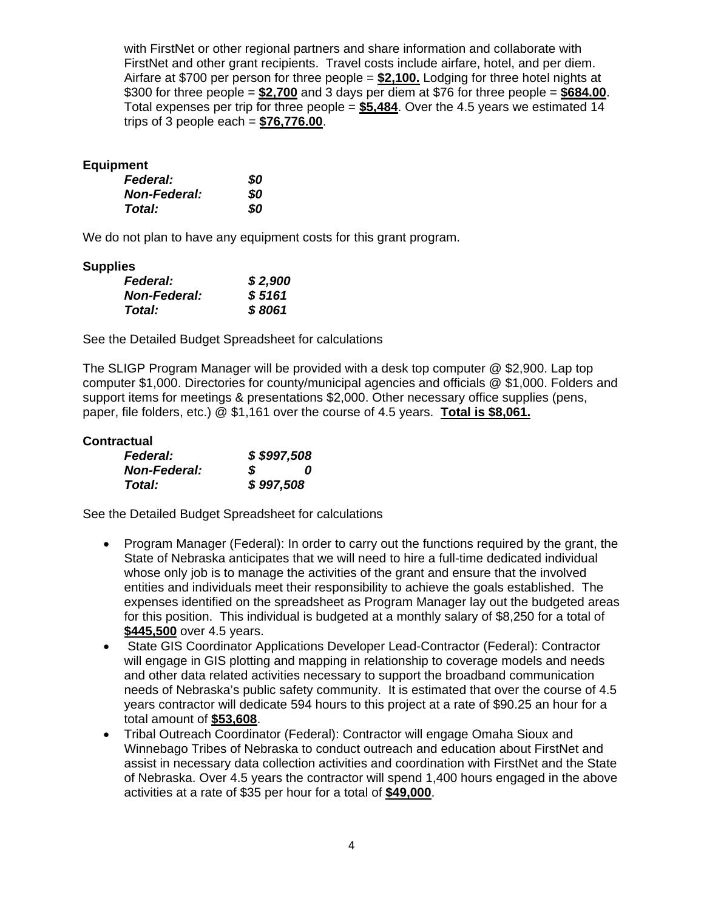with FirstNet or other regional partners and share information and collaborate with FirstNet and other grant recipients. Travel costs include airfare, hotel, and per diem. Airfare at $700 per person for three people = **$2,100.** Lodging for three hotel nights at $300 for three people = **$2,700** and 3 days per diem at $76 for three people = **$684.00**. Total expenses per trip for three people = **$5,484**. Over the 4.5 years we estimated 14 trips of 3 people each = **$76,776.00**.

**Equipment**

| | |
|---|---|
| ***Federal:*** | ***$0*** |
| ***Non-Federal:*** | ***$0*** |
| ***Total:*** | ***$0*** |

We do not plan to have any equipment costs for this grant program.

**Supplies**

| | |
|---|---|
| ***Federal:*** | ***$ 2,900*** |
| ***Non-Federal:*** | ***$ 5161*** |
| ***Total:*** | ***$ 8061*** |

See the Detailed Budget Spreadsheet for calculations

The SLIGP Program Manager will be provided with a desk top computer @ $2,900. Lap top computer $1,000. Directories for county/municipal agencies and officials @ $1,000. Folders and support items for meetings & presentations $2,000. Other necessary office supplies (pens, paper, file folders, etc.) @ $1,161 over the course of 4.5 years. **Total is $8,061.**

**Contractual**

| | |
|---|---|
| ***Federal:*** | ***$ $997,508*** |
| ***Non-Federal:*** | ***$ 0*** |
| ***Total:*** | ***$ 997,508*** |

See the Detailed Budget Spreadsheet for calculations

- Program Manager (Federal): In order to carry out the functions required by the grant, the State of Nebraska anticipates that we will need to hire a full-time dedicated individual whose only job is to manage the activities of the grant and ensure that the involved entities and individuals meet their responsibility to achieve the goals established. The expenses identified on the spreadsheet as Program Manager lay out the budgeted areas for this position. This individual is budgeted at a monthly salary of $8,250 for a total of **$445,500** over 4.5 years.
- State GIS Coordinator Applications Developer Lead-Contractor (Federal): Contractor will engage in GIS plotting and mapping in relationship to coverage models and needs and other data related activities necessary to support the broadband communication needs of Nebraska's public safety community. It is estimated that over the course of 4.5 years contractor will dedicate 594 hours to this project at a rate of $90.25 an hour for a total amount of **$53,608**.
- Tribal Outreach Coordinator (Federal): Contractor will engage Omaha Sioux and Winnebago Tribes of Nebraska to conduct outreach and education about FirstNet and assist in necessary data collection activities and coordination with FirstNet and the State of Nebraska. Over 4.5 years the contractor will spend 1,400 hours engaged in the above activities at a rate of $35 per hour for a total of **$49,000**.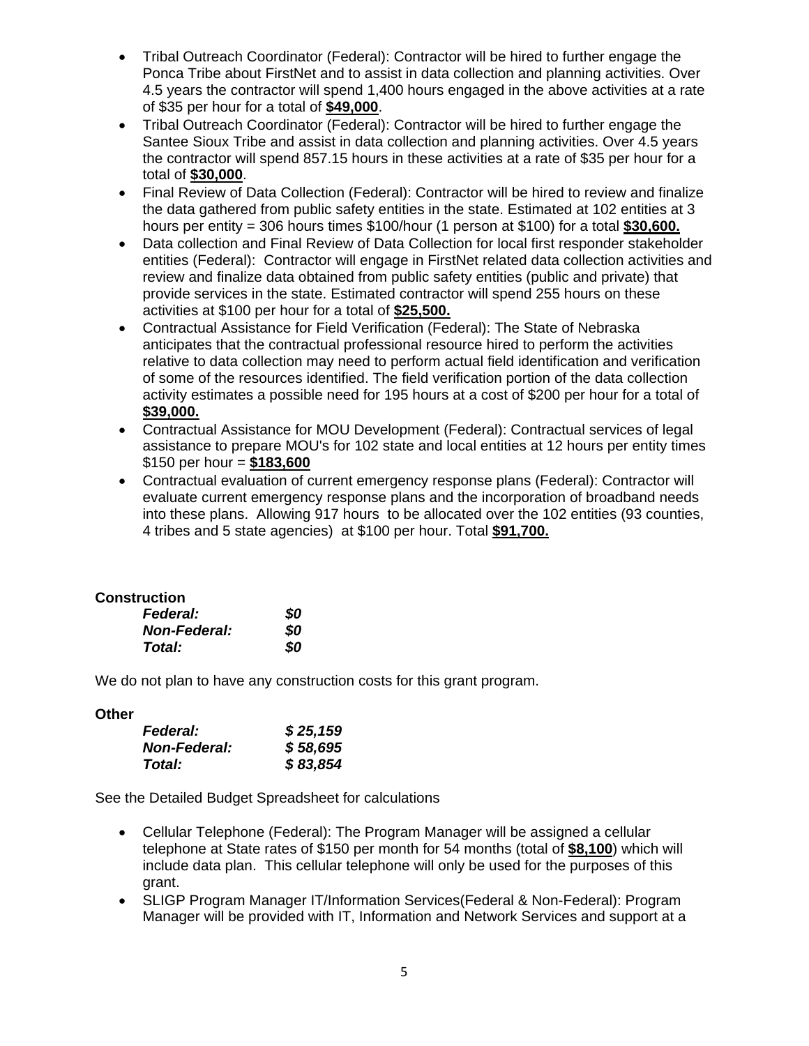- Tribal Outreach Coordinator (Federal): Contractor will be hired to further engage the Ponca Tribe about FirstNet and to assist in data collection and planning activities. Over 4.5 years the contractor will spend 1,400 hours engaged in the above activities at a rate of $35 per hour for a total of **$49,000**.
- Tribal Outreach Coordinator (Federal): Contractor will be hired to further engage the Santee Sioux Tribe and assist in data collection and planning activities. Over 4.5 years the contractor will spend 857.15 hours in these activities at a rate of $35 per hour for a total of **$30,000**.
- Final Review of Data Collection (Federal): Contractor will be hired to review and finalize the data gathered from public safety entities in the state. Estimated at 102 entities at 3 hours per entity = 306 hours times $100/hour (1 person at $100) for a total **$30,600.**
- Data collection and Final Review of Data Collection for local first responder stakeholder entities (Federal): Contractor will engage in FirstNet related data collection activities and review and finalize data obtained from public safety entities (public and private) that provide services in the state. Estimated contractor will spend 255 hours on these activities at $100 per hour for a total of **$25,500.**
- Contractual Assistance for Field Verification (Federal): The State of Nebraska anticipates that the contractual professional resource hired to perform the activities relative to data collection may need to perform actual field identification and verification of some of the resources identified. The field verification portion of the data collection activity estimates a possible need for 195 hours at a cost of $200 per hour for a total of **$39,000.**
- Contractual Assistance for MOU Development (Federal): Contractual services of legal assistance to prepare MOU's for 102 state and local entities at 12 hours per entity times $150 per hour = **$183,600**
- Contractual evaluation of current emergency response plans (Federal): Contractor will evaluate current emergency response plans and the incorporation of broadband needs into these plans. Allowing 917 hours to be allocated over the 102 entities (93 counties, 4 tribes and 5 state agencies) at $100 per hour. Total **$91,700.**

**Construction**

| | |
|---|---|
| ***Federal:*** | ***$0*** |
| ***Non-Federal:*** | ***$0*** |
| ***Total:*** | ***$0*** |

We do not plan to have any construction costs for this grant program.

**Other**

| | |
|---|---|
| ***Federal:*** | ***$ 25,159*** |
| ***Non-Federal:*** | ***$ 58,695*** |
| ***Total:*** | ***$ 83,854*** |

See the Detailed Budget Spreadsheet for calculations

- Cellular Telephone (Federal): The Program Manager will be assigned a cellular telephone at State rates of $150 per month for 54 months (total of **$8,100**) which will include data plan. This cellular telephone will only be used for the purposes of this grant.
- SLIGP Program Manager IT/Information Services(Federal & Non-Federal): Program Manager will be provided with IT, Information and Network Services and support at a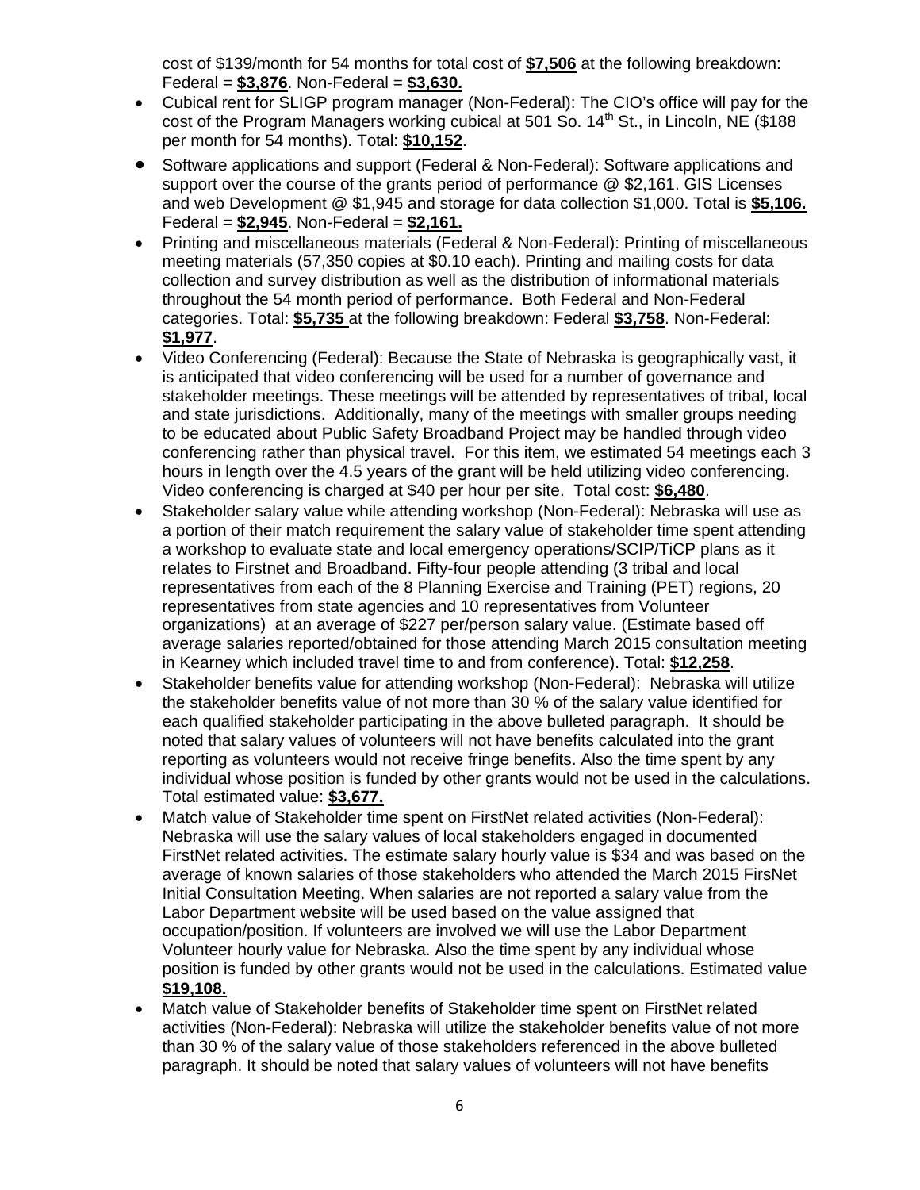cost of $139/month for 54 months for total cost of **$7,506** at the following breakdown: Federal = **$3,876**. Non-Federal = **$3,630.**

- Cubical rent for SLIGP program manager (Non-Federal): The CIO's office will pay for the cost of the Program Managers working cubical at 501 So. 14th St., in Lincoln, NE ($188 per month for 54 months). Total: **$10,152**.
- Software applications and support (Federal & Non-Federal): Software applications and support over the course of the grants period of performance @ $2,161. GIS Licenses and web Development @ $1,945 and storage for data collection $1,000. Total is **$5,106.** Federal = **$2,945**. Non-Federal = **$2,161.**
- Printing and miscellaneous materials (Federal & Non-Federal): Printing of miscellaneous meeting materials (57,350 copies at $0.10 each). Printing and mailing costs for data collection and survey distribution as well as the distribution of informational materials throughout the 54 month period of performance. Both Federal and Non-Federal categories. Total: **$5,735** at the following breakdown: Federal **$3,758**. Non-Federal: **$1,977**.
- Video Conferencing (Federal): Because the State of Nebraska is geographically vast, it is anticipated that video conferencing will be used for a number of governance and stakeholder meetings. These meetings will be attended by representatives of tribal, local and state jurisdictions. Additionally, many of the meetings with smaller groups needing to be educated about Public Safety Broadband Project may be handled through video conferencing rather than physical travel. For this item, we estimated 54 meetings each 3 hours in length over the 4.5 years of the grant will be held utilizing video conferencing. Video conferencing is charged at $40 per hour per site. Total cost: **$6,480**.
- Stakeholder salary value while attending workshop (Non-Federal): Nebraska will use as a portion of their match requirement the salary value of stakeholder time spent attending a workshop to evaluate state and local emergency operations/SCIP/TiCP plans as it relates to Firstnet and Broadband. Fifty-four people attending (3 tribal and local representatives from each of the 8 Planning Exercise and Training (PET) regions, 20 representatives from state agencies and 10 representatives from Volunteer organizations) at an average of $227 per/person salary value. (Estimate based off average salaries reported/obtained for those attending March 2015 consultation meeting in Kearney which included travel time to and from conference). Total: **$12,258**.
- Stakeholder benefits value for attending workshop (Non-Federal): Nebraska will utilize the stakeholder benefits value of not more than 30 % of the salary value identified for each qualified stakeholder participating in the above bulleted paragraph. It should be noted that salary values of volunteers will not have benefits calculated into the grant reporting as volunteers would not receive fringe benefits. Also the time spent by any individual whose position is funded by other grants would not be used in the calculations. Total estimated value: **$3,677.**
- Match value of Stakeholder time spent on FirstNet related activities (Non-Federal): Nebraska will use the salary values of local stakeholders engaged in documented FirstNet related activities. The estimate salary hourly value is $34 and was based on the average of known salaries of those stakeholders who attended the March 2015 FirsNet Initial Consultation Meeting. When salaries are not reported a salary value from the Labor Department website will be used based on the value assigned that occupation/position. If volunteers are involved we will use the Labor Department Volunteer hourly value for Nebraska. Also the time spent by any individual whose position is funded by other grants would not be used in the calculations. Estimated value **$19,108.**
- Match value of Stakeholder benefits of Stakeholder time spent on FirstNet related activities (Non-Federal): Nebraska will utilize the stakeholder benefits value of not more than 30 % of the salary value of those stakeholders referenced in the above bulleted paragraph. It should be noted that salary values of volunteers will not have benefits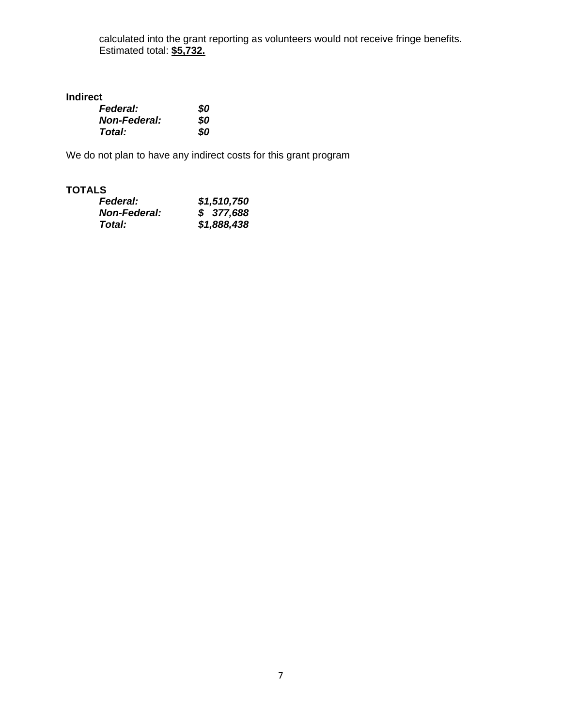calculated into the grant reporting as volunteers would not receive fringe benefits. Estimated total: **$5,732.**

**Indirect**

| | |
|---|---|
| ***Federal:*** | ***$0*** |
| ***Non-Federal:*** | ***$0*** |
| ***Total:*** | ***$0*** |

We do not plan to have any indirect costs for this grant program

**TOTALS**

| | |
|---|---|
| ***Federal:*** | ***$1,510,750*** |
| ***Non-Federal:*** | ***$ 377,688*** |
| ***Total:*** | ***$1,888,438*** |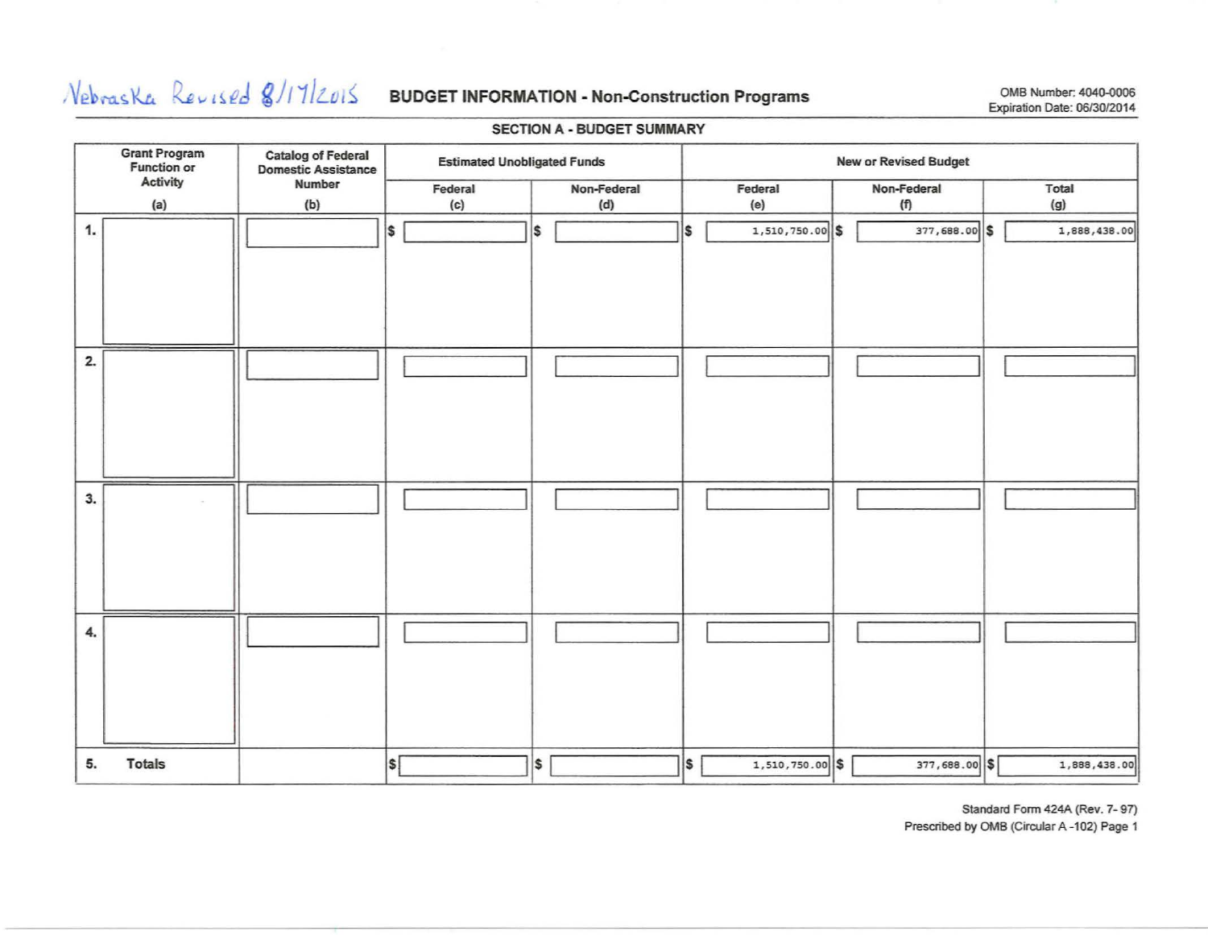Nebraska Revised 8/17/2015

# BUDGET INFORMATION - Non-Construction Programs

OMB Number: 4040-0006
Expiration Date: 06/30/2014

## SECTION A - BUDGET SUMMARY

| Grant Program Function or Activity (a) | Catalog of Federal Domestic Assistance Number (b) | Estimated Unobligated Funds | | New or Revised Budget | | |
|---|---|---|---|---|---|---|
| | | Federal (c) | Non-Federal (d) | Federal (e) | Non-Federal (f) | Total (g) |
| 1. | | $ | $ | $ 1,510,750.00 | $ 377,688.00 | $ 1,888,438.00 |
| 2. | | | | | | |
| 3. | | | | | | |
| 4. | | | | | | |
| 5. Totals | | $ | $ | $ 1,510,750.00 | $ 377,688.00 | $ 1,888,438.00 |

Standard Form 424A (Rev. 7- 97)
Prescribed by OMB (Circular A -102) Page 1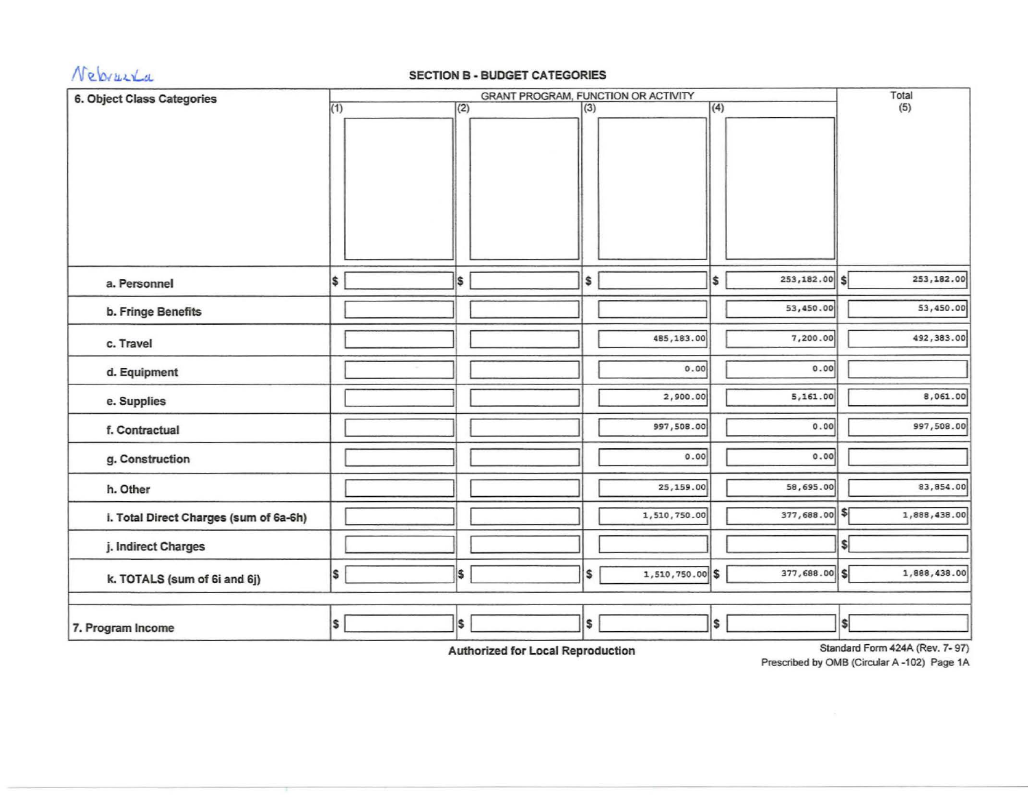Nebraska

## SECTION B - BUDGET CATEGORIES

| 6. Object Class Categories | GRANT PROGRAM, FUNCTION OR ACTIVITY | | | | Total |
|---|---|---|---|---|---|
| | (1) | (2) | (3) | (4) | (5) |
| a. Personnel | $ | $ | $ | $ 253,182.00 | $ 253,182.00 |
| b. Fringe Benefits | | | | 53,450.00 | 53,450.00 |
| c. Travel | | | 485,183.00 | 7,200.00 | 492,383.00 |
| d. Equipment | | | 0.00 | 0.00 | |
| e. Supplies | | | 2,900.00 | 5,161.00 | 8,061.00 |
| f. Contractual | | | 997,508.00 | 0.00 | 997,508.00 |
| g. Construction | | | 0.00 | 0.00 | |
| h. Other | | | 25,159.00 | 58,695.00 | 83,854.00 |
| i. Total Direct Charges (sum of 6a-6h) | | | 1,510,750.00 | 377,688.00 | $ 1,888,438.00 |
| j. Indirect Charges | | | | | $ |
| k. TOTALS (sum of 6i and 6j) | $ | $ | $ 1,510,750.00 | $ 377,688.00 | $ 1,888,438.00 |
| 7. Program Income | $ | $ | $ | $ | $ |

**Authorized for Local Reproduction**

Standard Form 424A (Rev. 7- 97)
Prescribed by OMB (Circular A -102) Page 1A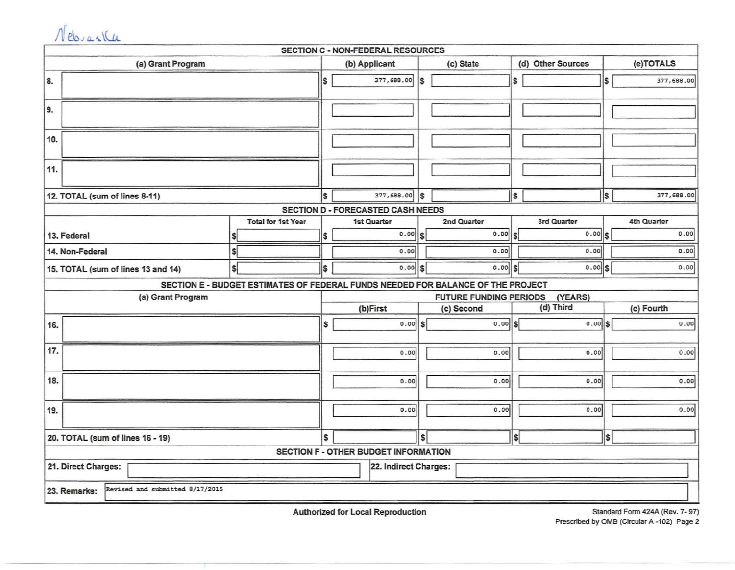Nebraska

## SECTION C - NON-FEDERAL RESOURCES

| (a) Grant Program | (b) Applicant | (c) State | (d) Other Sources | (e) TOTALS |
|---|---|---|---|---|
| 8. | $ 377,688.00 | $ | $ | $ 377,688.00 |
| 9. | | | | |
| 10. | | | | |
| 11. | | | | |
| 12. TOTAL (sum of lines 8-11) | $ 377,688.00 | $ | $ | $ 377,688.00 |

## SECTION D - FORECASTED CASH NEEDS

| | Total for 1st Year | 1st Quarter | 2nd Quarter | 3rd Quarter | 4th Quarter |
|---|---|---|---|---|---|
| 13. Federal | $ | $ 0.00 | $ 0.00 | $ 0.00 | $ 0.00 |
| 14. Non-Federal | $ | 0.00 | 0.00 | 0.00 | 0.00 |
| 15. TOTAL (sum of lines 13 and 14) | $ | $ 0.00 | $ 0.00 | $ 0.00 | $ 0.00 |

## SECTION E - BUDGET ESTIMATES OF FEDERAL FUNDS NEEDED FOR BALANCE OF THE PROJECT

| (a) Grant Program | FUTURE FUNDING PERIODS (YEARS) | | | |
|---|---|---|---|---|
| | (b) First | (c) Second | (d) Third | (e) Fourth |
| 16. | $ 0.00 | $ 0.00 | $ 0.00 | $ 0.00 |
| 17. | 0.00 | 0.00 | 0.00 | 0.00 |
| 18. | 0.00 | 0.00 | 0.00 | 0.00 |
| 19. | 0.00 | 0.00 | 0.00 | 0.00 |
| 20. TOTAL (sum of lines 16 - 19) | $ | $ | $ | $ |

## SECTION F - OTHER BUDGET INFORMATION

| 21. Direct Charges: | | 22. Indirect Charges: | |
|---|---|---|---|

23. Remarks: Revised and submitted 8/17/2015

Authorized for Local Reproduction

Standard Form 424A (Rev. 7- 97)
Prescribed by OMB (Circular A -102) Page 2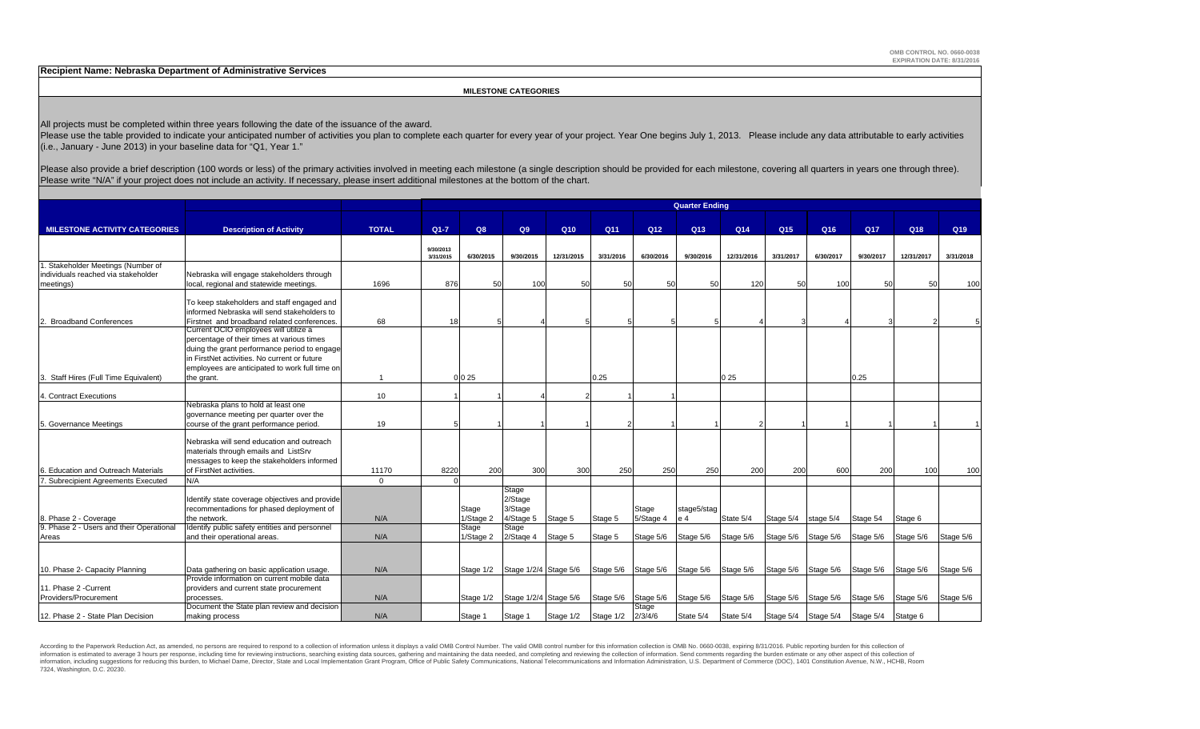OMB CONTROL NO. 0660-0038
EXPIRATION DATE: 8/31/2016

**Recipient Name: Nebraska Department of Administrative Services**

**MILESTONE CATEGORIES**

All projects must be completed within three years following the date of the issuance of the award.
Please use the table provided to indicate your anticipated number of activities you plan to complete each quarter for every year of your project. Year One begins July 1, 2013. Please include any data attributable to early activities (i.e., January - June 2013) in your baseline data for "Q1, Year 1."

Please also provide a brief description (100 words or less) of the primary activities involved in meeting each milestone (a single description should be provided for each milestone, covering all quarters in years one through three). Please write "N/A" if your project does not include an activity. If necessary, please insert additional milestones at the bottom of the chart.

| | | | Quarter Ending | | | | | | | | | | | | |
|---|---|---|---|---|---|---|---|---|---|---|---|---|---|---|---|
| **MILESTONE ACTIVITY CATEGORIES** | **Description of Activity** | **TOTAL** | **Q1-7** | **Q8** | **Q9** | **Q10** | **Q11** | **Q12** | **Q13** | **Q14** | **Q15** | **Q16** | **Q17** | **Q18** | **Q19** |
| | | | 9/30/2013 3/31/2015 | 6/30/2015 | 9/30/2015 | 12/31/2015 | 3/31/2016 | 6/30/2016 | 9/30/2016 | 12/31/2016 | 3/31/2017 | 6/30/2017 | 9/30/2017 | 12/31/2017 | 3/31/2018 |
| 1. Stakeholder Meetings (Number of individuals reached via stakeholder meetings) | Nebraska will engage stakeholders through local, regional and statewide meetings. | 1696 | 876 | 50 | 100 | 50 | 50 | 50 | 50 | 120 | 50 | 100 | 50 | 50 | 100 |
| 2. Broadband Conferences | To keep stakeholders and staff engaged and informed Nebraska will send stakeholders to Firstnet and broadband related conferences. | 68 | 18 | 5 | 4 | 5 | 5 | 5 | 5 | 4 | 3 | 4 | 3 | 2 | 5 |
| 3. Staff Hires (Full Time Equivalent) | Current OCIO employees will utilize a percentage of their times at various times duing the grant performance period to engage in FirstNet activities. No current or future employees are anticipated to work full time on the grant. | 1 | 0 | 0.25 | | | 0.25 | | | 0.25 | | | 0.25 | | |
| 4. Contract Executions | | 10 | 1 | 1 | 4 | 2 | 1 | 1 | | | | | | | |
| 5. Governance Meetings | Nebraska plans to hold at least one governance meeting per quarter over the course of the grant performance period. | 19 | 5 | 1 | 1 | 1 | 2 | 1 | 1 | 2 | 1 | 1 | 1 | 1 | 1 |
| 6. Education and Outreach Materials | Nebraska will send education and outreach materials through emails and ListSrv messages to keep the stakeholders informed of FirstNet activities. | 11170 | 8220 | 200 | 300 | 300 | 250 | 250 | 250 | 200 | 200 | 600 | 200 | 100 | 100 |
| 7. Subrecipient Agreements Executed | N/A | 0 | 0 | | | | | | | | | | | | |
| 8. Phase 2 - Coverage | Identify state coverage objectives and provide recommentadions for phased deployment of the network. | N/A | | Stage 1/Stage 2 | Stage 2/Stage 3/Stage 4/Stage 5 | Stage 5 | Stage 5 | Stage 5/Stage 4 | stage5/stage 4 | State 5/4 | Stage 5/4 | stage 5/4 | Stage 54 | Stage 6 | |
| 9. Phase 2 - Users and their Operational Areas | Identify public safety entities and personnel and their operational areas. | N/A | | Stage 1/Stage 2 | Stage 2/Stage 4 | Stage 5 | Stage 5 | Stage 5/6 | Stage 5/6 | Stage 5/6 | Stage 5/6 | Stage 5/6 | Stage 5/6 | Stage 5/6 | Stage 5/6 |
| 10. Phase 2- Capacity Planning | Data gathering on basic application usage. | N/A | | Stage 1/2 | Stage 1/2/4 | Stage 5/6 | Stage 5/6 | Stage 5/6 | Stage 5/6 | Stage 5/6 | Stage 5/6 | Stage 5/6 | Stage 5/6 | Stage 5/6 | Stage 5/6 |
| 11. Phase 2 -Current Providers/Procurement | Provide information on current mobile data providers and current state procurement processes. | N/A | | Stage 1/2 | Stage 1/2/4 | Stage 5/6 | Stage 5/6 | Stage 5/6 | Stage 5/6 | Stage 5/6 | Stage 5/6 | Stage 5/6 | Stage 5/6 | Stage 5/6 | Stage 5/6 |
| 12. Phase 2 - State Plan Decision | Document the State plan review and decision making process | N/A | | Stage 1 | Stage 1 | Stage 1/2 | Stage 1/2 | Stage 2/3/4/6 | State 5/4 | State 5/4 | Stage 5/4 | Stage 5/4 | Stage 5/4 | Statge 6 | |

According to the Paperwork Reduction Act, as amended, no persons are required to respond to a collection of information unless it displays a valid OMB Control Number. The valid OMB control number for this information collection is OMB No. 0660-0038, expiring 8/31/2016. Public reporting burden for this collection of information is estimated to average 3 hours per response, including time for reviewing instructions, searching existing data sources, gathering and maintaining the data needed, and completing and reviewing the collection of information. Send comments regarding the burden estimate or any other aspect of this collection of information, including suggestions for reducing this burden, to Michael Dame, Director, State and Local Implementation Grant Program, Office of Public Safety Communications, National Telecommunications and Information Administration, U.S. Department of Commerce (DOC), 1401 Constitution Avenue, N.W., HCHB, Room 7324, Washington, D.C. 20230.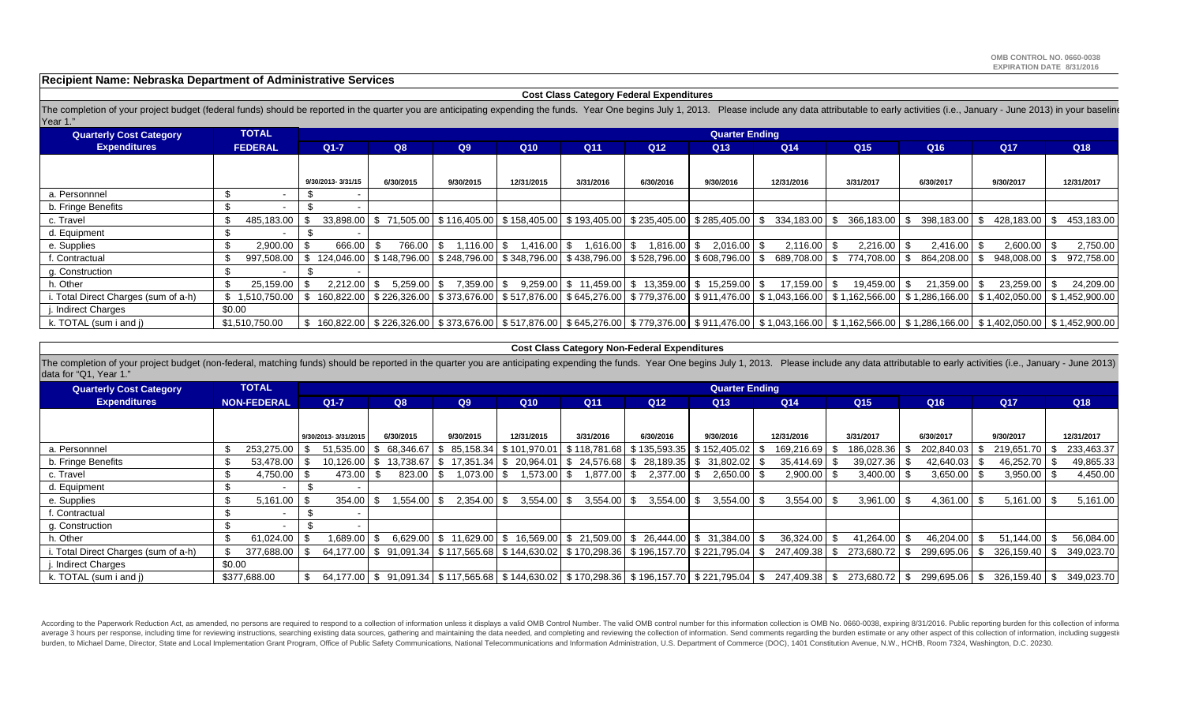OMB CONTROL NO. 0660-0038
EXPIRATION DATE 8/31/2016

**Recipient Name: Nebraska Department of Administrative Services**

**Cost Class Category Federal Expenditures**

The completion of your project budget (federal funds) should be reported in the quarter you are anticipating expending the funds. Year One begins July 1, 2013. Please include any data attributable to early activities (i.e., January - June 2013) in your baseline Year 1."

| Quarterly Cost Category Expenditures | TOTAL FEDERAL | Quarter Ending | | | | | | | | | | | |
|---|---|---|---|---|---|---|---|---|---|---|---|---|---|
| | | Q1-7 | Q8 | Q9 | Q10 | Q11 | Q12 | Q13 | Q14 | Q15 | Q16 | Q17 | Q18 |
| | | 9/30/2013- 3/31/15 | 6/30/2015 | 9/30/2015 | 12/31/2015 | 3/31/2016 | 6/30/2016 | 9/30/2016 | 12/31/2016 | 3/31/2017 | 6/30/2017 | 9/30/2017 | 12/31/2017 |
| a. Personnnel | $ - | $ - | | | | | | | | | | | |
| b. Fringe Benefits | $ - | $ - | | | | | | | | | | | |
| c. Travel | $ 485,183.00 | $ 33,898.00 | $ 71,505.00 | $116,405.00 | $158,405.00 | $193,405.00 | $235,405.00 | $285,405.00 | $ 334,183.00 | $ 366,183.00 | $ 398,183.00 | $ 428,183.00 | $ 453,183.00 |
| d. Equipment | $ - | $ - | | | | | | | | | | | |
| e. Supplies | $ 2,900.00 | $ 666.00 | $ 766.00 | $ 1,116.00 | $ 1,416.00 | $ 1,616.00 | $ 1,816.00 | $ 2,016.00 | $ 2,116.00 | $ 2,216.00 | $ 2,416.00 | $ 2,600.00 | $ 2,750.00 |
| f. Contractual | $ 997,508.00 | $ 124,046.00 | $148,796.00 | $248,796.00 | $348,796.00 | $438,796.00 | $528,796.00 | $608,796.00 | $ 689,708.00 | $ 774,708.00 | $ 864,208.00 | $ 948,008.00 | $ 972,758.00 |
| g. Construction | $ - | $ - | | | | | | | | | | | |
| h. Other | $ 25,159.00 | $ 2,212.00 | $ 5,259.00 | $ 7,359.00 | $ 9,259.00 | $ 11,459.00 | $ 13,359.00 | $ 15,259.00 | $ 17,159.00 | $ 19,459.00 | $ 21,359.00 | $ 23,259.00 | $ 24,209.00 |
| i. Total Direct Charges (sum of a-h) | $ 1,510,750.00 | $ 160,822.00 | $226,326.00 | $373,676.00 | $517,876.00 | $645,276.00 | $779,376.00 | $911,476.00 | $1,043,166.00 | $1,162,566.00 | $1,286,166.00 | $1,402,050.00 | $1,452,900.00 |
| j. Indirect Charges | $0.00 | | | | | | | | | | | | |
| k. TOTAL (sum i and j) | $1,510,750.00 | $ 160,822.00 | $226,326.00 | $373,676.00 | $517,876.00 | $645,276.00 | $779,376.00 | $911,476.00 | $1,043,166.00 | $1,162,566.00 | $1,286,166.00 | $1,402,050.00 | $1,452,900.00 |

**Cost Class Category Non-Federal Expenditures**

The completion of your project budget (non-federal, matching funds) should be reported in the quarter you are anticipating expending the funds. Year One begins July 1, 2013. Please include any data attributable to early activities (i.e., January - June 2013) data for "Q1, Year 1."

| Quarterly Cost Category Expenditures | TOTAL NON-FEDERAL | Quarter Ending | | | | | | | | | | | |
|---|---|---|---|---|---|---|---|---|---|---|---|---|---|
| | | Q1-7 | Q8 | Q9 | Q10 | Q11 | Q12 | Q13 | Q14 | Q15 | Q16 | Q17 | Q18 |
| | | 9/30/2013- 3/31/2015 | 6/30/2015 | 9/30/2015 | 12/31/2015 | 3/31/2016 | 6/30/2016 | 9/30/2016 | 12/31/2016 | 3/31/2017 | 6/30/2017 | 9/30/2017 | 12/31/2017 |
| a. Personnnel | $ 253,275.00 | $ 51,535.00 | $ 68,346.67 | $ 85,158.34 | $101,970.01 | $118,781.68 | $135,593.35 | $152,405.02 | $ 169,216.69 | $ 186,028.36 | $ 202,840.03 | $ 219,651.70 | $ 233,463.37 |
| b. Fringe Benefits | $ 53,478.00 | $ 10,126.00 | $ 13,738.67 | $ 17,351.34 | $ 20,964.01 | $ 24,576.68 | $ 28,189.35 | $ 31,802.02 | $ 35,414.69 | $ 39,027.36 | $ 42,640.03 | $ 46,252.70 | $ 49,865.33 |
| c. Travel | $ 4,750.00 | $ 473.00 | $ 823.00 | $ 1,073.00 | $ 1,573.00 | $ 1,877.00 | $ 2,377.00 | $ 2,650.00 | $ 2,900.00 | $ 3,400.00 | $ 3,650.00 | $ 3,950.00 | $ 4,450.00 |
| d. Equipment | $ - | $ - | | | | | | | | | | | |
| e. Supplies | $ 5,161.00 | $ 354.00 | $ 1,554.00 | $ 2,354.00 | $ 3,554.00 | $ 3,554.00 | $ 3,554.00 | $ 3,554.00 | $ 3,554.00 | $ 3,961.00 | $ 4,361.00 | $ 5,161.00 | $ 5,161.00 |
| f. Contractual | $ - | $ - | | | | | | | | | | | |
| g. Construction | $ - | $ - | | | | | | | | | | | |
| h. Other | $ 61,024.00 | $ 1,689.00 | $ 6,629.00 | $ 11,629.00 | $ 16,569.00 | $ 21,509.00 | $ 26,444.00 | $ 31,384.00 | $ 36,324.00 | $ 41,264.00 | $ 46,204.00 | $ 51,144.00 | $ 56,084.00 |
| i. Total Direct Charges (sum of a-h) | $ 377,688.00 | $ 64,177.00 | $ 91,091.34 | $117,565.68 | $144,630.02 | $170,298.36 | $196,157.70 | $221,795.04 | $ 247,409.38 | $ 273,680.72 | $ 299,695.06 | $ 326,159.40 | $ 349,023.70 |
| j. Indirect Charges | $0.00 | | | | | | | | | | | | |
| k. TOTAL (sum i and j) | $377,688.00 | $ 64,177.00 | $ 91,091.34 | $117,565.68 | $144,630.02 | $170,298.36 | $196,157.70 | $221,795.04 | $ 247,409.38 | $ 273,680.72 | $ 299,695.06 | $ 326,159.40 | $ 349,023.70 |

According to the Paperwork Reduction Act, as amended, no persons are required to respond to a collection of information unless it displays a valid OMB Control Number. The valid OMB control number for this information collection is OMB No. 0660-0038, expiring 8/31/2016. Public reporting burden for this collection of informa average 3 hours per response, including time for reviewing instructions, searching existing data sources, gathering and maintaining the data needed, and completing and reviewing the collection of information. Send comments regarding the burden estimate or any other aspect of this collection of information, including suggesti burden, to Michael Dame, Director, State and Local Implementation Grant Program, Office of Public Safety Communications, National Telecommunications and Information Administration, U.S. Department of Commerce (DOC), 1401 Constitution Avenue, N.W., HCHB, Room 7324, Washington, D.C. 20230.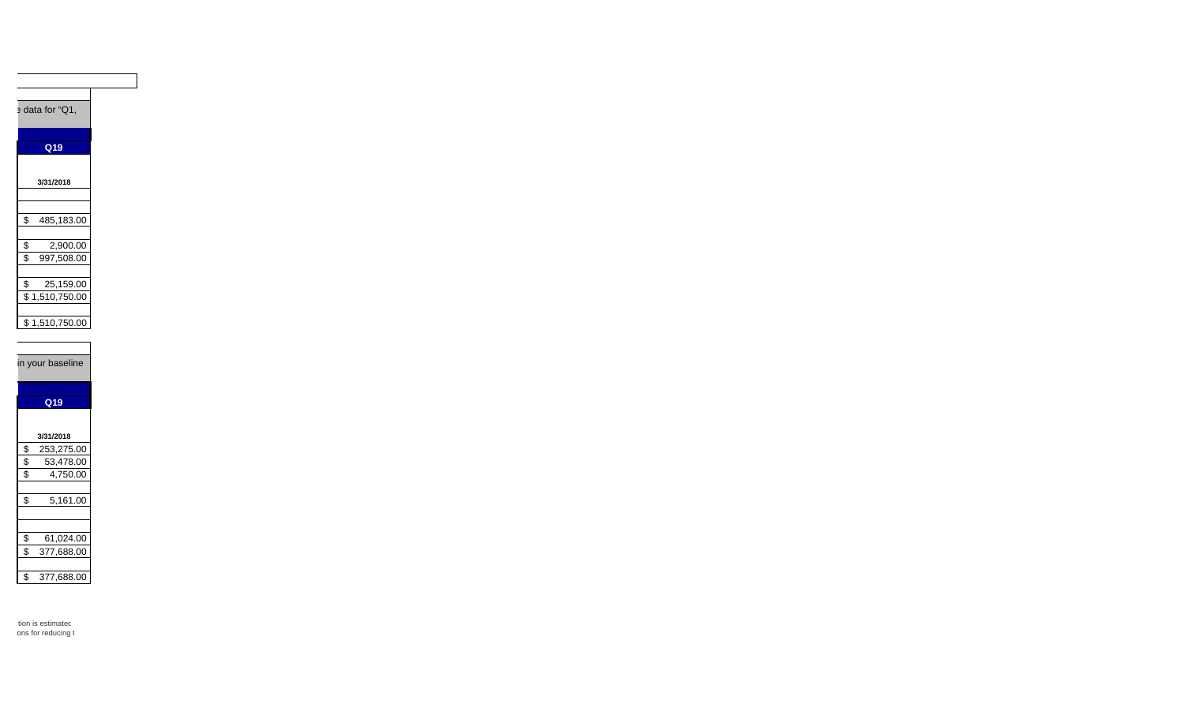| e data for "Q1, |
|---|
| **Q19** |
| **3/31/2018** |
| |
| $ 485,183.00 |
| |
| $ 2,900.00 |
| $ 997,508.00 |
| |
| $ 25,159.00 |
| $ 1,510,750.00 |
| |
| $ 1,510,750.00 |

| in your baseline |
|---|
| **Q19** |
| **3/31/2018** |
| $ 253,275.00 |
| $ 53,478.00 |
| $ 4,750.00 |
| |
| $ 5,161.00 |
| |
| |
| $ 61,024.00 |
| $ 377,688.00 |
| |
| $ 377,688.00 |

tion is estimatec
ons for reducing t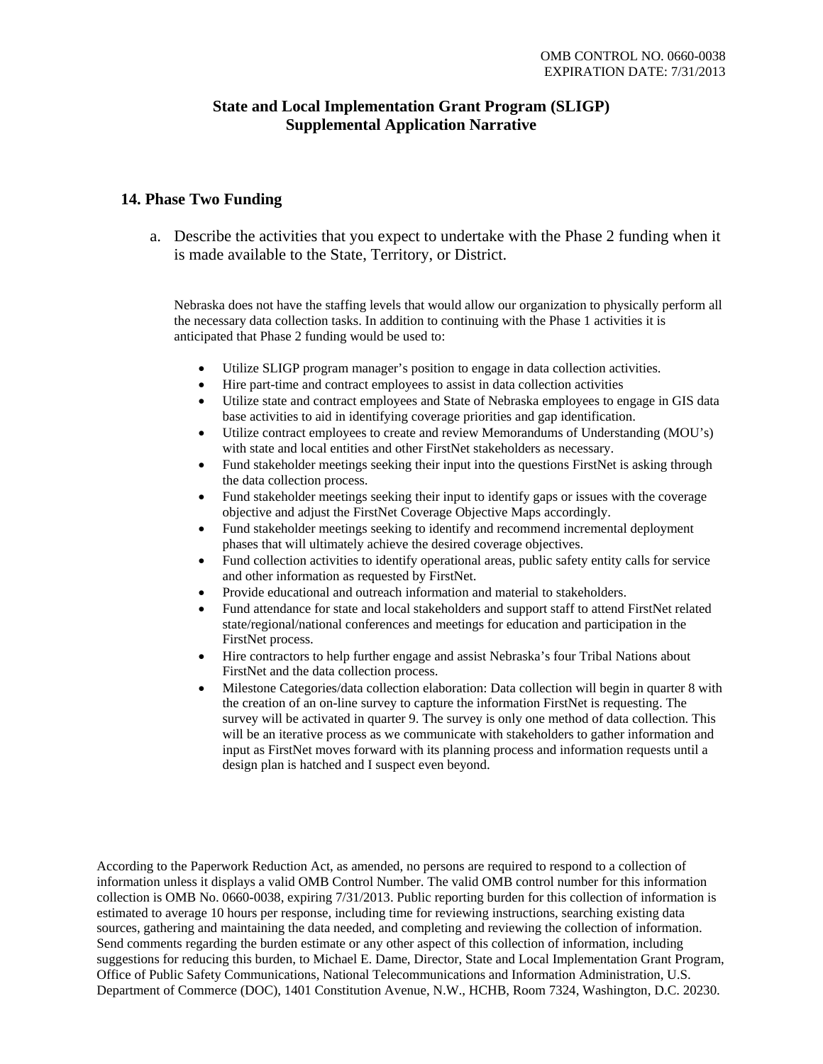OMB CONTROL NO. 0660-0038
EXPIRATION DATE: 7/31/2013

**State and Local Implementation Grant Program (SLIGP)**
**Supplemental Application Narrative**

## 14. Phase Two Funding

a. Describe the activities that you expect to undertake with the Phase 2 funding when it is made available to the State, Territory, or District.

Nebraska does not have the staffing levels that would allow our organization to physically perform all the necessary data collection tasks. In addition to continuing with the Phase 1 activities it is anticipated that Phase 2 funding would be used to:

- Utilize SLIGP program manager's position to engage in data collection activities.
- Hire part-time and contract employees to assist in data collection activities
- Utilize state and contract employees and State of Nebraska employees to engage in GIS data base activities to aid in identifying coverage priorities and gap identification.
- Utilize contract employees to create and review Memorandums of Understanding (MOU's) with state and local entities and other FirstNet stakeholders as necessary.
- Fund stakeholder meetings seeking their input into the questions FirstNet is asking through the data collection process.
- Fund stakeholder meetings seeking their input to identify gaps or issues with the coverage objective and adjust the FirstNet Coverage Objective Maps accordingly.
- Fund stakeholder meetings seeking to identify and recommend incremental deployment phases that will ultimately achieve the desired coverage objectives.
- Fund collection activities to identify operational areas, public safety entity calls for service and other information as requested by FirstNet.
- Provide educational and outreach information and material to stakeholders.
- Fund attendance for state and local stakeholders and support staff to attend FirstNet related state/regional/national conferences and meetings for education and participation in the FirstNet process.
- Hire contractors to help further engage and assist Nebraska's four Tribal Nations about FirstNet and the data collection process.
- Milestone Categories/data collection elaboration: Data collection will begin in quarter 8 with the creation of an on-line survey to capture the information FirstNet is requesting. The survey will be activated in quarter 9. The survey is only one method of data collection. This will be an iterative process as we communicate with stakeholders to gather information and input as FirstNet moves forward with its planning process and information requests until a design plan is hatched and I suspect even beyond.

According to the Paperwork Reduction Act, as amended, no persons are required to respond to a collection of information unless it displays a valid OMB Control Number. The valid OMB control number for this information collection is OMB No. 0660-0038, expiring 7/31/2013. Public reporting burden for this collection of information is estimated to average 10 hours per response, including time for reviewing instructions, searching existing data sources, gathering and maintaining the data needed, and completing and reviewing the collection of information. Send comments regarding the burden estimate or any other aspect of this collection of information, including suggestions for reducing this burden, to Michael E. Dame, Director, State and Local Implementation Grant Program, Office of Public Safety Communications, National Telecommunications and Information Administration, U.S. Department of Commerce (DOC), 1401 Constitution Avenue, N.W., HCHB, Room 7324, Washington, D.C. 20230.